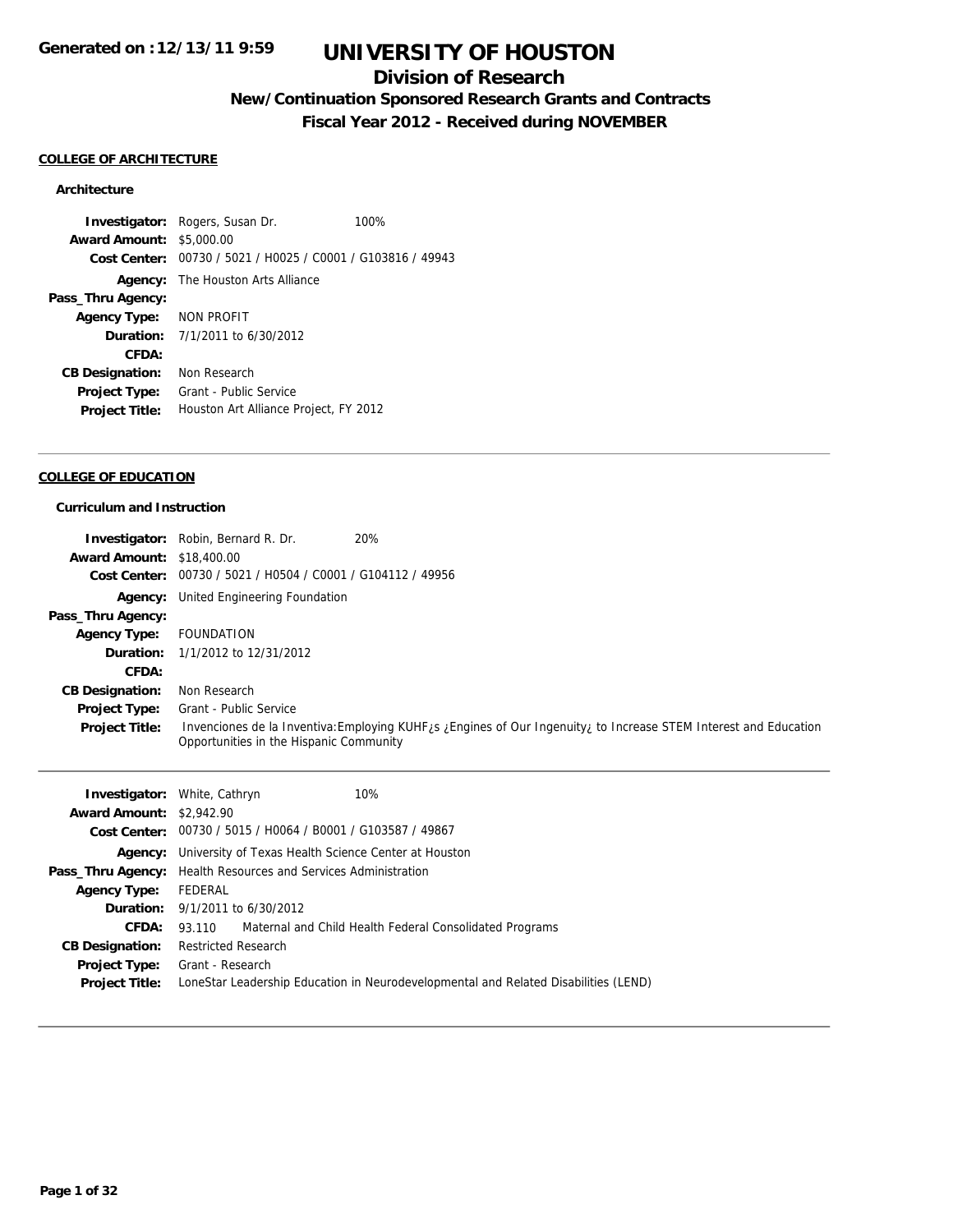Generated on :12/13/11 9:59

# UNIVERSITY OF HOUSTON

## Division of Research

## New/Continuation Sponsored Research Grants and Contracts

## Fiscal Year 2012 - Received during NOVEMBER

### COLLEGE OF ARCHITECTURE

#### Architecture

| | | |
|---|---|---|
| **Investigator:** | Rogers, Susan Dr. | 100% |
| **Award Amount:** | $5,000.00 | |
| **Cost Center:** | 00730 / 5021 / H0025 / C0001 / G103816 / 49943 | |
| **Agency:** | The Houston Arts Alliance | |
| **Pass_Thru Agency:** | | |
| **Agency Type:** | NON PROFIT | |
| **Duration:** | 7/1/2011 to 6/30/2012 | |
| **CFDA:** | | |
| **CB Designation:** | Non Research | |
| **Project Type:** | Grant - Public Service | |
| **Project Title:** | Houston Art Alliance Project, FY 2012 | |

---

### COLLEGE OF EDUCATION

#### Curriculum and Instruction

| | | |
|---|---|---|
| **Investigator:** | Robin, Bernard R. Dr. | 20% |
| **Award Amount:** | $18,400.00 | |
| **Cost Center:** | 00730 / 5021 / H0504 / C0001 / G104112 / 49956 | |
| **Agency:** | United Engineering Foundation | |
| **Pass_Thru Agency:** | | |
| **Agency Type:** | FOUNDATION | |
| **Duration:** | 1/1/2012 to 12/31/2012 | |
| **CFDA:** | | |
| **CB Designation:** | Non Research | |
| **Project Type:** | Grant - Public Service | |
| **Project Title:** | Invenciones de la Inventiva:Employing KUHF¿s ¿Engines of Our Ingenuity¿ to Increase STEM Interest and Education Opportunities in the Hispanic Community | |

---

| | | |
|---|---|---|
| **Investigator:** | White, Cathryn | 10% |
| **Award Amount:** | $2,942.90 | |
| **Cost Center:** | 00730 / 5015 / H0064 / B0001 / G103587 / 49867 | |
| **Agency:** | University of Texas Health Science Center at Houston | |
| **Pass_Thru Agency:** | Health Resources and Services Administration | |
| **Agency Type:** | FEDERAL | |
| **Duration:** | 9/1/2011 to 6/30/2012 | |
| **CFDA:** | 93.110 Maternal and Child Health Federal Consolidated Programs | |
| **CB Designation:** | Restricted Research | |
| **Project Type:** | Grant - Research | |
| **Project Title:** | LoneStar Leadership Education in Neurodevelopmental and Related Disabilities (LEND) | |

---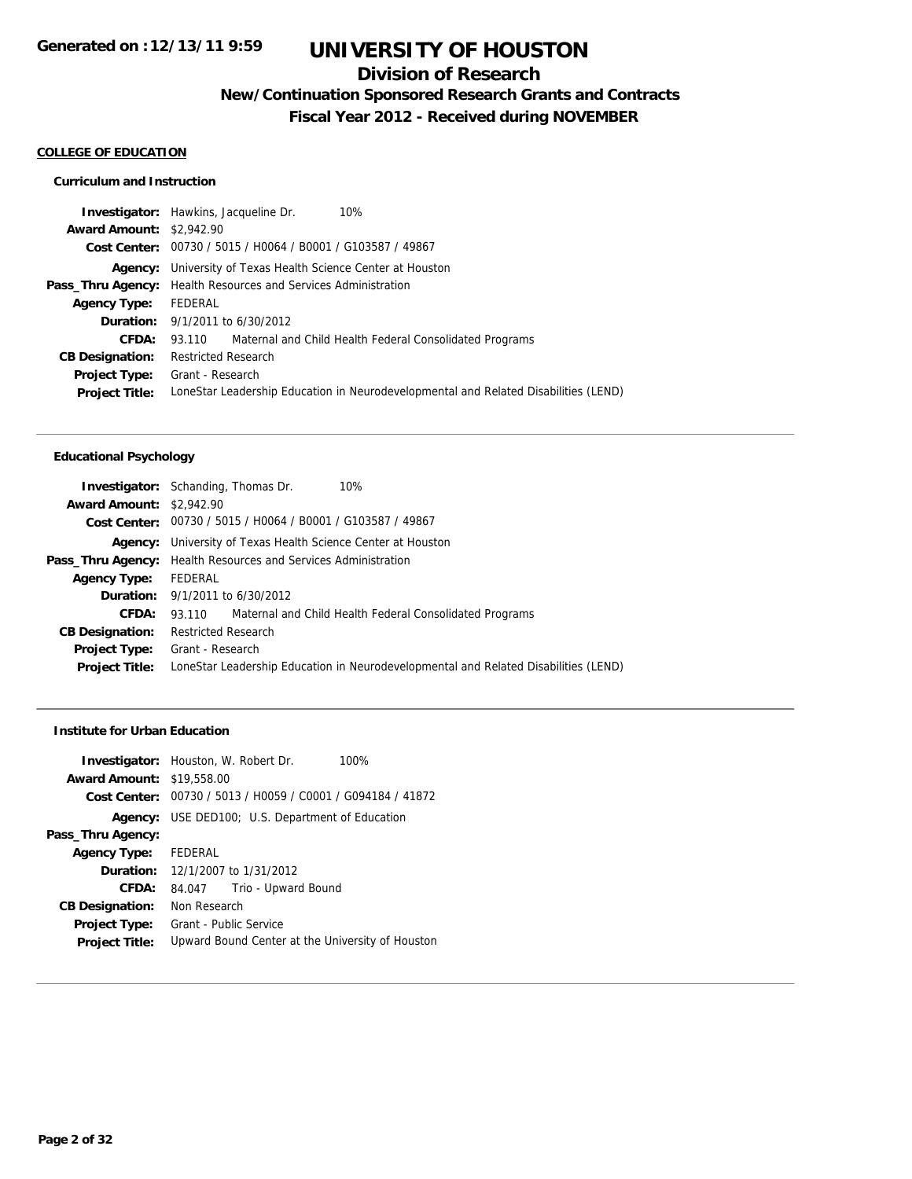# UNIVERSITY OF HOUSTON

## Division of Research

### New/Continuation Sponsored Research Grants and Contracts

### Fiscal Year 2012 - Received during NOVEMBER

Generated on :12/13/11 9:59

**COLLEGE OF EDUCATION**

#### Curriculum and Instruction

| | |
|---|---|
| **Investigator:** | Hawkins, Jacqueline Dr. 10% |
| **Award Amount:** | $2,942.90 |
| **Cost Center:** | 00730 / 5015 / H0064 / B0001 / G103587 / 49867 |
| **Agency:** | University of Texas Health Science Center at Houston |
| **Pass_Thru Agency:** | Health Resources and Services Administration |
| **Agency Type:** | FEDERAL |
| **Duration:** | 9/1/2011 to 6/30/2012 |
| **CFDA:** | 93.110 Maternal and Child Health Federal Consolidated Programs |
| **CB Designation:** | Restricted Research |
| **Project Type:** | Grant - Research |
| **Project Title:** | LoneStar Leadership Education in Neurodevelopmental and Related Disabilities (LEND) |

#### Educational Psychology

| | |
|---|---|
| **Investigator:** | Schanding, Thomas Dr. 10% |
| **Award Amount:** | $2,942.90 |
| **Cost Center:** | 00730 / 5015 / H0064 / B0001 / G103587 / 49867 |
| **Agency:** | University of Texas Health Science Center at Houston |
| **Pass_Thru Agency:** | Health Resources and Services Administration |
| **Agency Type:** | FEDERAL |
| **Duration:** | 9/1/2011 to 6/30/2012 |
| **CFDA:** | 93.110 Maternal and Child Health Federal Consolidated Programs |
| **CB Designation:** | Restricted Research |
| **Project Type:** | Grant - Research |
| **Project Title:** | LoneStar Leadership Education in Neurodevelopmental and Related Disabilities (LEND) |

#### Institute for Urban Education

| | |
|---|---|
| **Investigator:** | Houston, W. Robert Dr. 100% |
| **Award Amount:** | $19,558.00 |
| **Cost Center:** | 00730 / 5013 / H0059 / C0001 / G094184 / 41872 |
| **Agency:** | USE DED100; U.S. Department of Education |
| **Pass_Thru Agency:** | |
| **Agency Type:** | FEDERAL |
| **Duration:** | 12/1/2007 to 1/31/2012 |
| **CFDA:** | 84.047 Trio - Upward Bound |
| **CB Designation:** | Non Research |
| **Project Type:** | Grant - Public Service |
| **Project Title:** | Upward Bound Center at the University of Houston |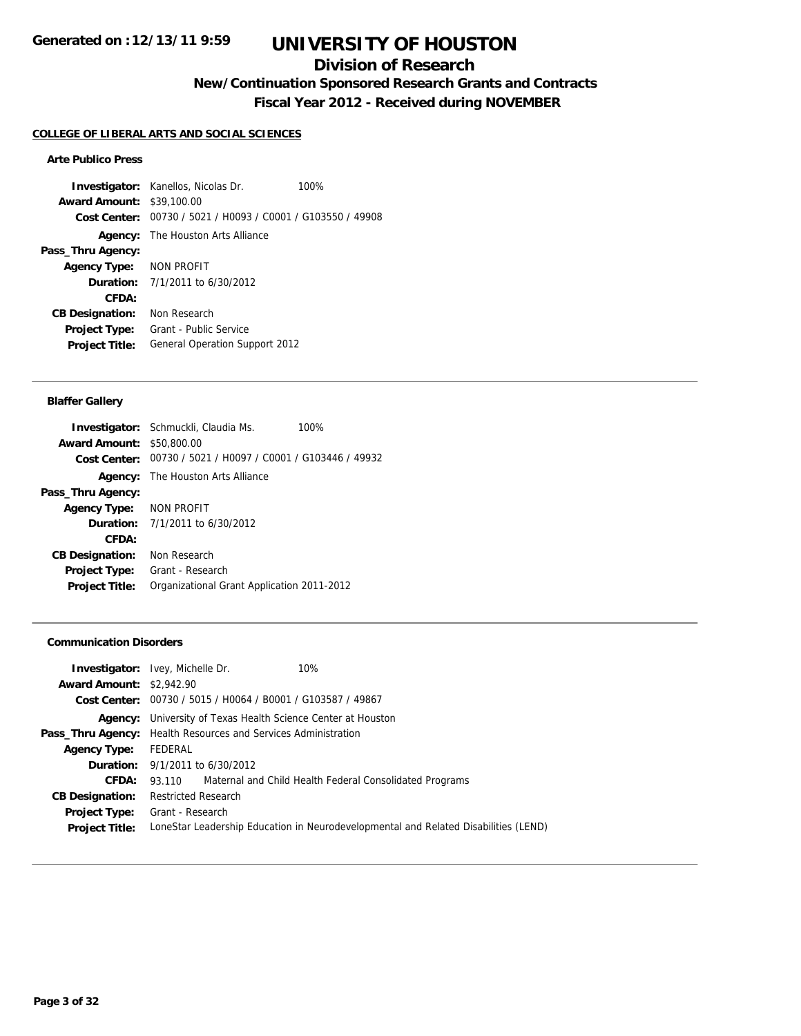# UNIVERSITY OF HOUSTON

## Division of Research

### New/Continuation Sponsored Research Grants and Contracts

### Fiscal Year 2012 - Received during NOVEMBER

Generated on :12/13/11 9:59

**COLLEGE OF LIBERAL ARTS AND SOCIAL SCIENCES**

#### Arte Publico Press

**Investigator:** Kanellos, Nicolas Dr. 100%
**Award Amount:** $39,100.00
**Cost Center:** 00730 / 5021 / H0093 / C0001 / G103550 / 49908
**Agency:** The Houston Arts Alliance
**Pass_Thru Agency:**
**Agency Type:** NON PROFIT
**Duration:** 7/1/2011 to 6/30/2012
**CFDA:**
**CB Designation:** Non Research
**Project Type:** Grant - Public Service
**Project Title:** General Operation Support 2012

---

#### Blaffer Gallery

**Investigator:** Schmuckli, Claudia Ms. 100%
**Award Amount:** $50,800.00
**Cost Center:** 00730 / 5021 / H0097 / C0001 / G103446 / 49932
**Agency:** The Houston Arts Alliance
**Pass_Thru Agency:**
**Agency Type:** NON PROFIT
**Duration:** 7/1/2011 to 6/30/2012
**CFDA:**
**CB Designation:** Non Research
**Project Type:** Grant - Research
**Project Title:** Organizational Grant Application 2011-2012

---

#### Communication Disorders

**Investigator:** Ivey, Michelle Dr. 10%
**Award Amount:** $2,942.90
**Cost Center:** 00730 / 5015 / H0064 / B0001 / G103587 / 49867
**Agency:** University of Texas Health Science Center at Houston
**Pass_Thru Agency:** Health Resources and Services Administration
**Agency Type:** FEDERAL
**Duration:** 9/1/2011 to 6/30/2012
**CFDA:** 93.110 Maternal and Child Health Federal Consolidated Programs
**CB Designation:** Restricted Research
**Project Type:** Grant - Research
**Project Title:** LoneStar Leadership Education in Neurodevelopmental and Related Disabilities (LEND)

---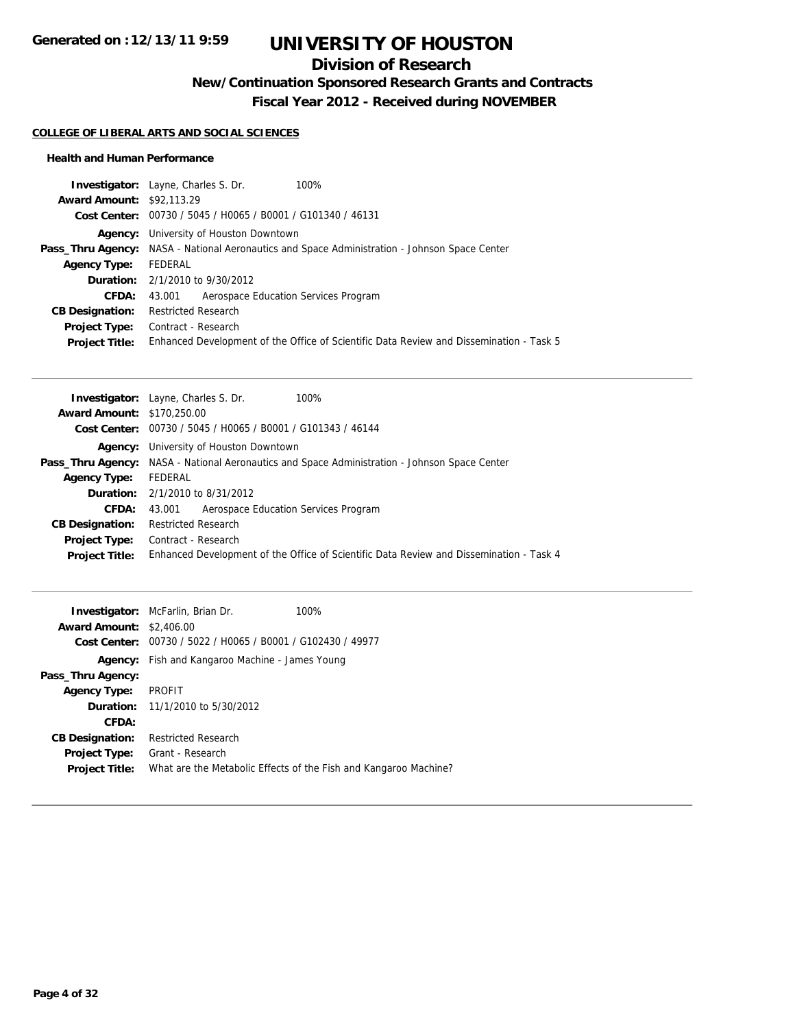# UNIVERSITY OF HOUSTON

## Division of Research

### New/Continuation Sponsored Research Grants and Contracts

### Fiscal Year 2012 - Received during NOVEMBER

**COLLEGE OF LIBERAL ARTS AND SOCIAL SCIENCES**

**Health and Human Performance**

**Investigator:** Layne, Charles S. Dr. 100%
**Award Amount:** $92,113.29
**Cost Center:** 00730 / 5045 / H0065 / B0001 / G101340 / 46131
**Agency:** University of Houston Downtown
**Pass_Thru Agency:** NASA - National Aeronautics and Space Administration - Johnson Space Center
**Agency Type:** FEDERAL
**Duration:** 2/1/2010 to 9/30/2012
**CFDA:** 43.001 Aerospace Education Services Program
**CB Designation:** Restricted Research
**Project Type:** Contract - Research
**Project Title:** Enhanced Development of the Office of Scientific Data Review and Dissemination - Task 5

---

**Investigator:** Layne, Charles S. Dr. 100%
**Award Amount:** $170,250.00
**Cost Center:** 00730 / 5045 / H0065 / B0001 / G101343 / 46144
**Agency:** University of Houston Downtown
**Pass_Thru Agency:** NASA - National Aeronautics and Space Administration - Johnson Space Center
**Agency Type:** FEDERAL
**Duration:** 2/1/2010 to 8/31/2012
**CFDA:** 43.001 Aerospace Education Services Program
**CB Designation:** Restricted Research
**Project Type:** Contract - Research
**Project Title:** Enhanced Development of the Office of Scientific Data Review and Dissemination - Task 4

---

**Investigator:** McFarlin, Brian Dr. 100%
**Award Amount:** $2,406.00
**Cost Center:** 00730 / 5022 / H0065 / B0001 / G102430 / 49977
**Agency:** Fish and Kangaroo Machine - James Young
**Pass_Thru Agency:**
**Agency Type:** PROFIT
**Duration:** 11/1/2010 to 5/30/2012
**CFDA:**
**CB Designation:** Restricted Research
**Project Type:** Grant - Research
**Project Title:** What are the Metabolic Effects of the Fish and Kangaroo Machine?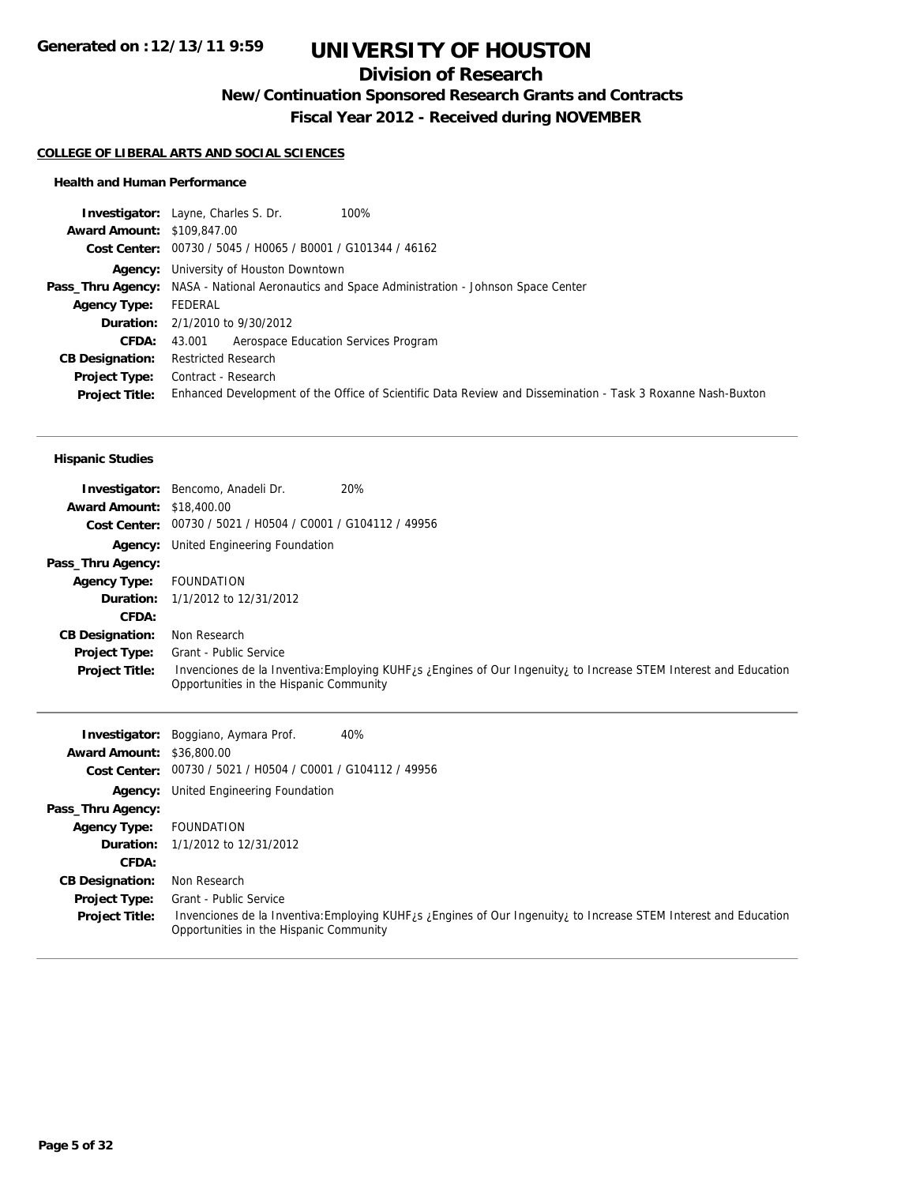# UNIVERSITY OF HOUSTON

## Division of Research

### New/Continuation Sponsored Research Grants and Contracts

### Fiscal Year 2012 - Received during NOVEMBER

Generated on :12/13/11 9:59

**COLLEGE OF LIBERAL ARTS AND SOCIAL SCIENCES**

**Health and Human Performance**

**Investigator:** Layne, Charles S. Dr. 100%
**Award Amount:** $109,847.00
**Cost Center:** 00730 / 5045 / H0065 / B0001 / G101344 / 46162
**Agency:** University of Houston Downtown
**Pass_Thru Agency:** NASA - National Aeronautics and Space Administration - Johnson Space Center
**Agency Type:** FEDERAL
**Duration:** 2/1/2010 to 9/30/2012
**CFDA:** 43.001 Aerospace Education Services Program
**CB Designation:** Restricted Research
**Project Type:** Contract - Research
**Project Title:** Enhanced Development of the Office of Scientific Data Review and Dissemination - Task 3 Roxanne Nash-Buxton

---

**Hispanic Studies**

**Investigator:** Bencomo, Anadeli Dr. 20%
**Award Amount:** $18,400.00
**Cost Center:** 00730 / 5021 / H0504 / C0001 / G104112 / 49956
**Agency:** United Engineering Foundation
**Pass_Thru Agency:**
**Agency Type:** FOUNDATION
**Duration:** 1/1/2012 to 12/31/2012
**CFDA:**
**CB Designation:** Non Research
**Project Type:** Grant - Public Service
**Project Title:** Invenciones de la Inventiva:Employing KUHF¿s ¿Engines of Our Ingenuity¿ to Increase STEM Interest and Education Opportunities in the Hispanic Community

---

**Investigator:** Boggiano, Aymara Prof. 40%
**Award Amount:** $36,800.00
**Cost Center:** 00730 / 5021 / H0504 / C0001 / G104112 / 49956
**Agency:** United Engineering Foundation
**Pass_Thru Agency:**
**Agency Type:** FOUNDATION
**Duration:** 1/1/2012 to 12/31/2012
**CFDA:**
**CB Designation:** Non Research
**Project Type:** Grant - Public Service
**Project Title:** Invenciones de la Inventiva:Employing KUHF¿s ¿Engines of Our Ingenuity¿ to Increase STEM Interest and Education Opportunities in the Hispanic Community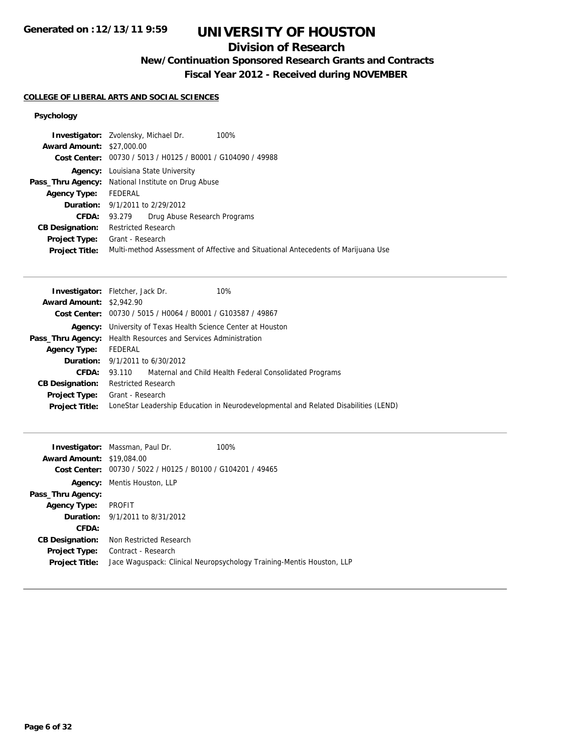# UNIVERSITY OF HOUSTON

## Division of Research

### New/Continuation Sponsored Research Grants and Contracts

### Fiscal Year 2012 - Received during NOVEMBER

**COLLEGE OF LIBERAL ARTS AND SOCIAL SCIENCES**

**Psychology**

**Investigator:** Zvolensky, Michael Dr. 100%
**Award Amount:** $27,000.00
**Cost Center:** 00730 / 5013 / H0125 / B0001 / G104090 / 49988
**Agency:** Louisiana State University
**Pass_Thru Agency:** National Institute on Drug Abuse
**Agency Type:** FEDERAL
**Duration:** 9/1/2011 to 2/29/2012
**CFDA:** 93.279 Drug Abuse Research Programs
**CB Designation:** Restricted Research
**Project Type:** Grant - Research
**Project Title:** Multi-method Assessment of Affective and Situational Antecedents of Marijuana Use

---

**Investigator:** Fletcher, Jack Dr. 10%
**Award Amount:** $2,942.90
**Cost Center:** 00730 / 5015 / H0064 / B0001 / G103587 / 49867
**Agency:** University of Texas Health Science Center at Houston
**Pass_Thru Agency:** Health Resources and Services Administration
**Agency Type:** FEDERAL
**Duration:** 9/1/2011 to 6/30/2012
**CFDA:** 93.110 Maternal and Child Health Federal Consolidated Programs
**CB Designation:** Restricted Research
**Project Type:** Grant - Research
**Project Title:** LoneStar Leadership Education in Neurodevelopmental and Related Disabilities (LEND)

---

**Investigator:** Massman, Paul Dr. 100%
**Award Amount:** $19,084.00
**Cost Center:** 00730 / 5022 / H0125 / B0100 / G104201 / 49465
**Agency:** Mentis Houston, LLP
**Pass_Thru Agency:**
**Agency Type:** PROFIT
**Duration:** 9/1/2011 to 8/31/2012
**CFDA:**
**CB Designation:** Non Restricted Research
**Project Type:** Contract - Research
**Project Title:** Jace Waguspack: Clinical Neuropsychology Training-Mentis Houston, LLP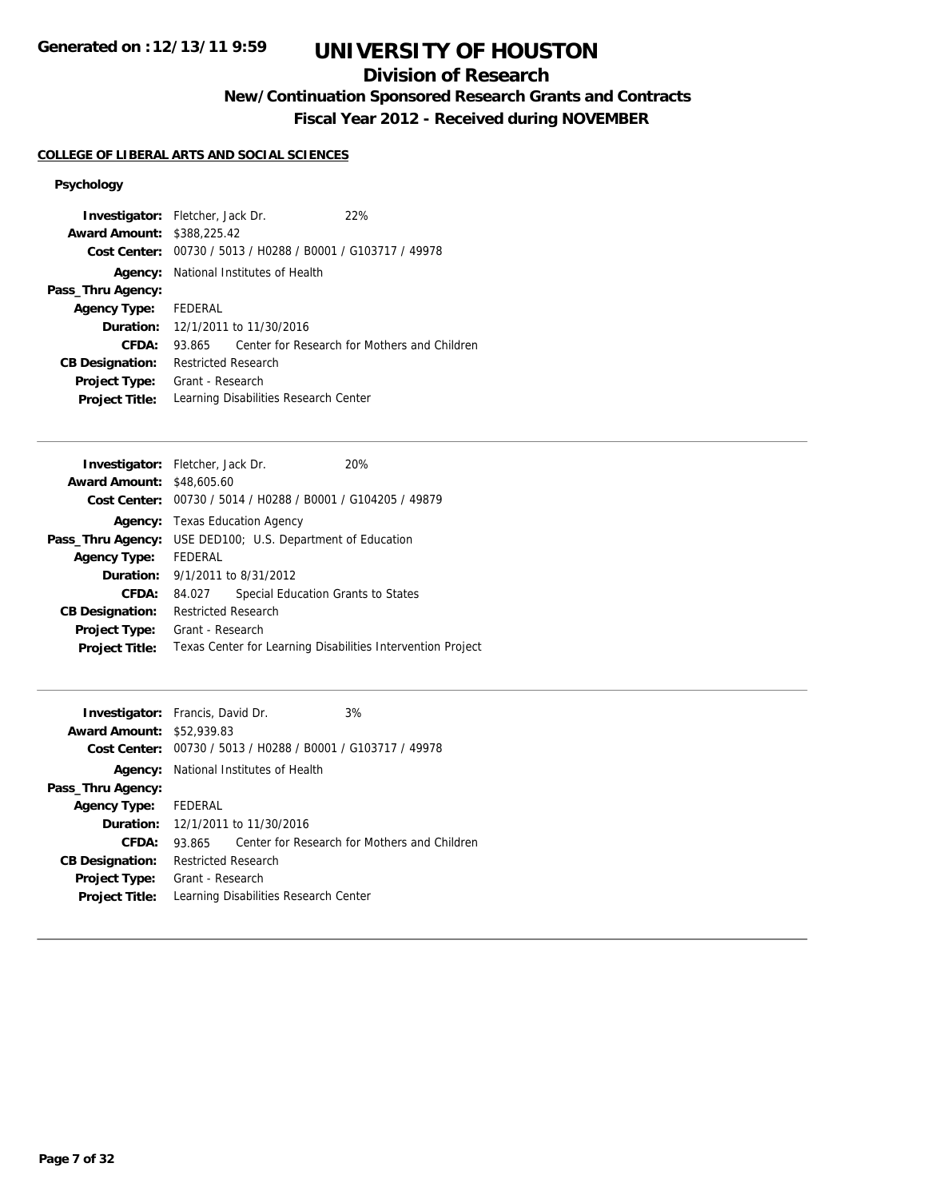# UNIVERSITY OF HOUSTON

## Division of Research

### New/Continuation Sponsored Research Grants and Contracts

### Fiscal Year 2012 - Received during NOVEMBER

**Generated on :12/13/11 9:59**

**COLLEGE OF LIBERAL ARTS AND SOCIAL SCIENCES**

**Psychology**

| | |
|---|---|
| **Investigator:** | Fletcher, Jack Dr. 22% |
| **Award Amount:** | $388,225.42 |
| **Cost Center:** | 00730 / 5013 / H0288 / B0001 / G103717 / 49978 |
| **Agency:** | National Institutes of Health |
| **Pass_Thru Agency:** | |
| **Agency Type:** | FEDERAL |
| **Duration:** | 12/1/2011 to 11/30/2016 |
| **CFDA:** | 93.865 Center for Research for Mothers and Children |
| **CB Designation:** | Restricted Research |
| **Project Type:** | Grant - Research |
| **Project Title:** | Learning Disabilities Research Center |

---

| | |
|---|---|
| **Investigator:** | Fletcher, Jack Dr. 20% |
| **Award Amount:** | $48,605.60 |
| **Cost Center:** | 00730 / 5014 / H0288 / B0001 / G104205 / 49879 |
| **Agency:** | Texas Education Agency |
| **Pass_Thru Agency:** | USE DED100; U.S. Department of Education |
| **Agency Type:** | FEDERAL |
| **Duration:** | 9/1/2011 to 8/31/2012 |
| **CFDA:** | 84.027 Special Education Grants to States |
| **CB Designation:** | Restricted Research |
| **Project Type:** | Grant - Research |
| **Project Title:** | Texas Center for Learning Disabilities Intervention Project |

---

| | |
|---|---|
| **Investigator:** | Francis, David Dr. 3% |
| **Award Amount:** | $52,939.83 |
| **Cost Center:** | 00730 / 5013 / H0288 / B0001 / G103717 / 49978 |
| **Agency:** | National Institutes of Health |
| **Pass_Thru Agency:** | |
| **Agency Type:** | FEDERAL |
| **Duration:** | 12/1/2011 to 11/30/2016 |
| **CFDA:** | 93.865 Center for Research for Mothers and Children |
| **CB Designation:** | Restricted Research |
| **Project Type:** | Grant - Research |
| **Project Title:** | Learning Disabilities Research Center |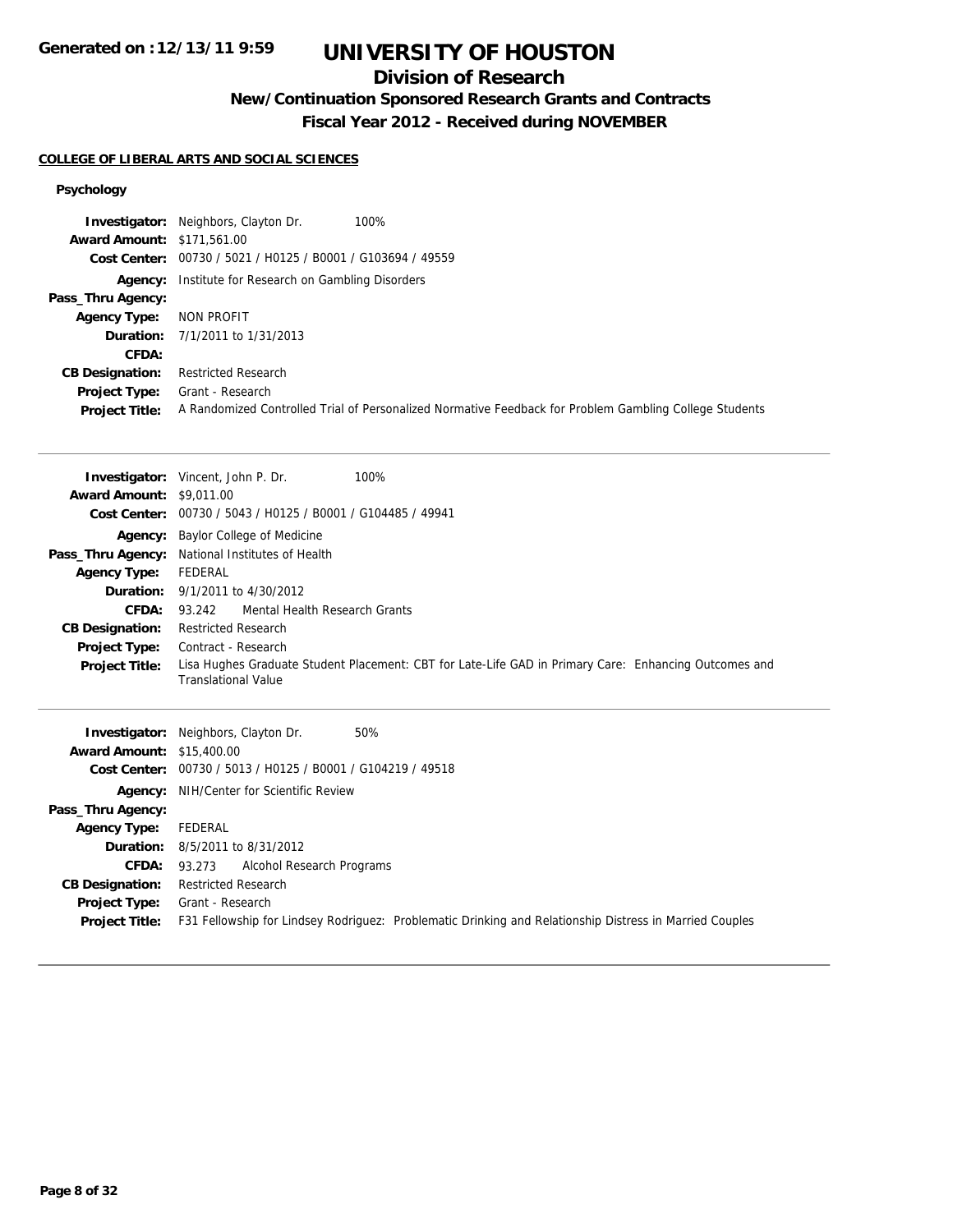# UNIVERSITY OF HOUSTON

## Division of Research

### New/Continuation Sponsored Research Grants and Contracts

### Fiscal Year 2012 - Received during NOVEMBER

**COLLEGE OF LIBERAL ARTS AND SOCIAL SCIENCES**

**Psychology**

| | |
|---|---|
| **Investigator:** | Neighbors, Clayton Dr. 100% |
| **Award Amount:** | $171,561.00 |
| **Cost Center:** | 00730 / 5021 / H0125 / B0001 / G103694 / 49559 |
| **Agency:** | Institute for Research on Gambling Disorders |
| **Pass_Thru Agency:** | |
| **Agency Type:** | NON PROFIT |
| **Duration:** | 7/1/2011 to 1/31/2013 |
| **CFDA:** | |
| **CB Designation:** | Restricted Research |
| **Project Type:** | Grant - Research |
| **Project Title:** | A Randomized Controlled Trial of Personalized Normative Feedback for Problem Gambling College Students |

---

| | |
|---|---|
| **Investigator:** | Vincent, John P. Dr. 100% |
| **Award Amount:** | $9,011.00 |
| **Cost Center:** | 00730 / 5043 / H0125 / B0001 / G104485 / 49941 |
| **Agency:** | Baylor College of Medicine |
| **Pass_Thru Agency:** | National Institutes of Health |
| **Agency Type:** | FEDERAL |
| **Duration:** | 9/1/2011 to 4/30/2012 |
| **CFDA:** | 93.242 Mental Health Research Grants |
| **CB Designation:** | Restricted Research |
| **Project Type:** | Contract - Research |
| **Project Title:** | Lisa Hughes Graduate Student Placement: CBT for Late-Life GAD in Primary Care: Enhancing Outcomes and Translational Value |

---

| | |
|---|---|
| **Investigator:** | Neighbors, Clayton Dr. 50% |
| **Award Amount:** | $15,400.00 |
| **Cost Center:** | 00730 / 5013 / H0125 / B0001 / G104219 / 49518 |
| **Agency:** | NIH/Center for Scientific Review |
| **Pass_Thru Agency:** | |
| **Agency Type:** | FEDERAL |
| **Duration:** | 8/5/2011 to 8/31/2012 |
| **CFDA:** | 93.273 Alcohol Research Programs |
| **CB Designation:** | Restricted Research |
| **Project Type:** | Grant - Research |
| **Project Title:** | F31 Fellowship for Lindsey Rodriguez: Problematic Drinking and Relationship Distress in Married Couples |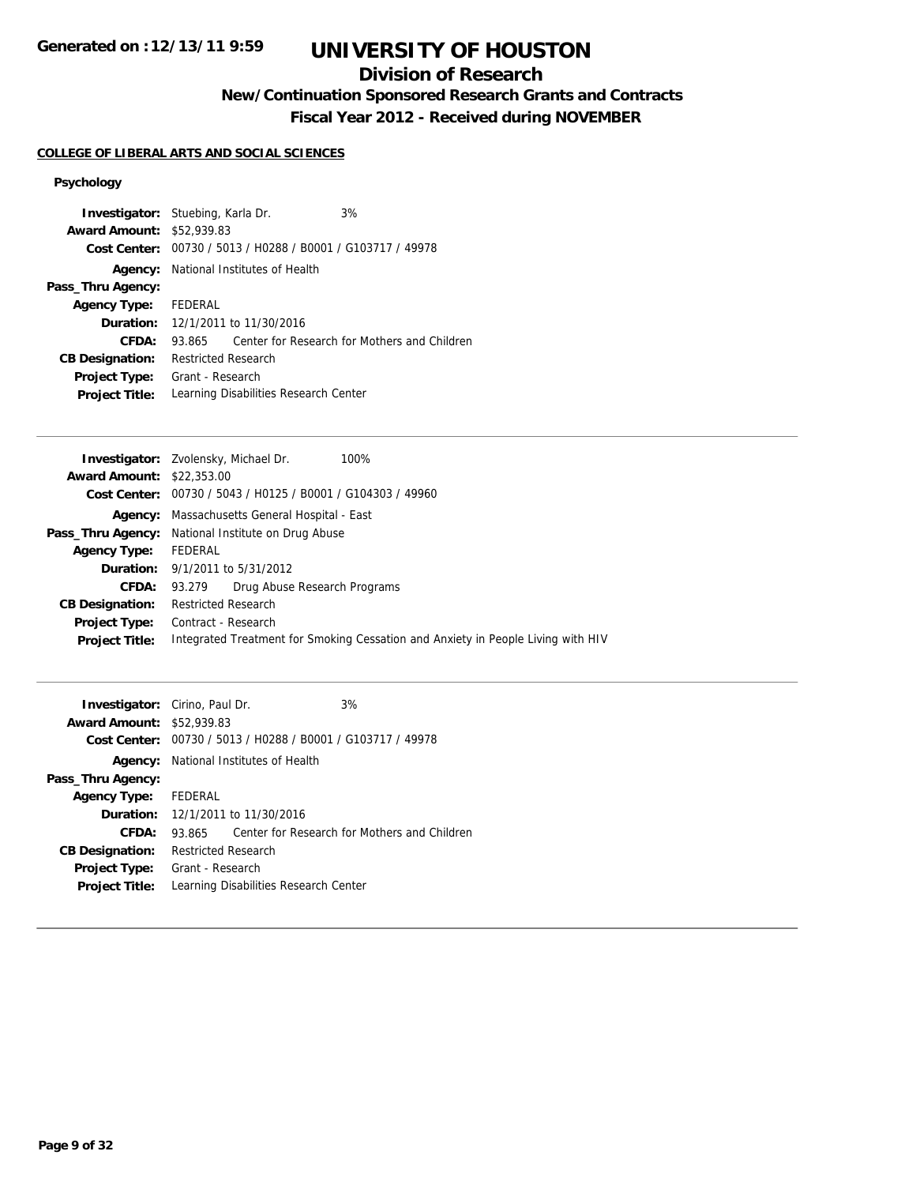# UNIVERSITY OF HOUSTON

## Division of Research

### New/Continuation Sponsored Research Grants and Contracts

### Fiscal Year 2012 - Received during NOVEMBER

**COLLEGE OF LIBERAL ARTS AND SOCIAL SCIENCES**

**Psychology**

| | |
|---|---|
| **Investigator:** | Stuebing, Karla Dr. 3% |
| **Award Amount:** | $52,939.83 |
| **Cost Center:** | 00730 / 5013 / H0288 / B0001 / G103717 / 49978 |
| **Agency:** | National Institutes of Health |
| **Pass_Thru Agency:** | |
| **Agency Type:** | FEDERAL |
| **Duration:** | 12/1/2011 to 11/30/2016 |
| **CFDA:** | 93.865 Center for Research for Mothers and Children |
| **CB Designation:** | Restricted Research |
| **Project Type:** | Grant - Research |
| **Project Title:** | Learning Disabilities Research Center |

| | |
|---|---|
| **Investigator:** | Zvolensky, Michael Dr. 100% |
| **Award Amount:** | $22,353.00 |
| **Cost Center:** | 00730 / 5043 / H0125 / B0001 / G104303 / 49960 |
| **Agency:** | Massachusetts General Hospital - East |
| **Pass_Thru Agency:** | National Institute on Drug Abuse |
| **Agency Type:** | FEDERAL |
| **Duration:** | 9/1/2011 to 5/31/2012 |
| **CFDA:** | 93.279 Drug Abuse Research Programs |
| **CB Designation:** | Restricted Research |
| **Project Type:** | Contract - Research |
| **Project Title:** | Integrated Treatment for Smoking Cessation and Anxiety in People Living with HIV |

| | |
|---|---|
| **Investigator:** | Cirino, Paul Dr. 3% |
| **Award Amount:** | $52,939.83 |
| **Cost Center:** | 00730 / 5013 / H0288 / B0001 / G103717 / 49978 |
| **Agency:** | National Institutes of Health |
| **Pass_Thru Agency:** | |
| **Agency Type:** | FEDERAL |
| **Duration:** | 12/1/2011 to 11/30/2016 |
| **CFDA:** | 93.865 Center for Research for Mothers and Children |
| **CB Designation:** | Restricted Research |
| **Project Type:** | Grant - Research |
| **Project Title:** | Learning Disabilities Research Center |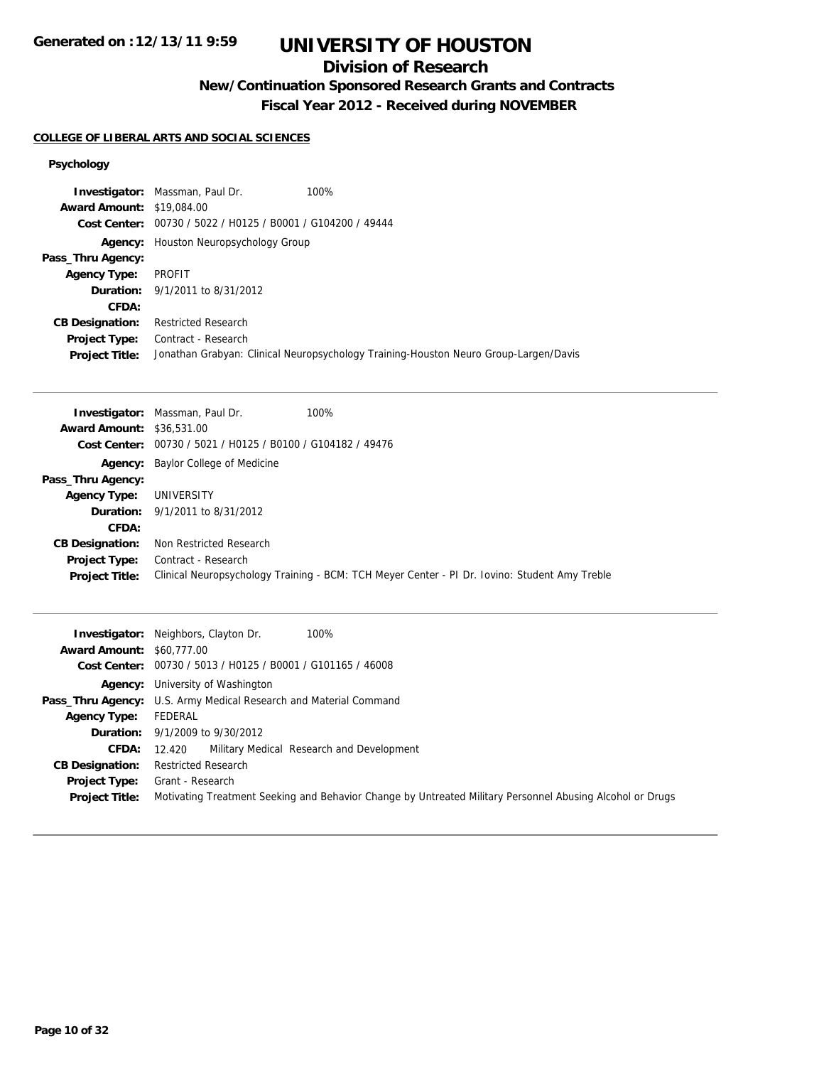# UNIVERSITY OF HOUSTON

## Division of Research

### New/Continuation Sponsored Research Grants and Contracts

### Fiscal Year 2012 - Received during NOVEMBER

Generated on :12/13/11 9:59

**COLLEGE OF LIBERAL ARTS AND SOCIAL SCIENCES**

**Psychology**

| | |
|---|---|
| **Investigator:** | Massman, Paul Dr. 100% |
| **Award Amount:** | $19,084.00 |
| **Cost Center:** | 00730 / 5022 / H0125 / B0001 / G104200 / 49444 |
| **Agency:** | Houston Neuropsychology Group |
| **Pass_Thru Agency:** | |
| **Agency Type:** | PROFIT |
| **Duration:** | 9/1/2011 to 8/31/2012 |
| **CFDA:** | |
| **CB Designation:** | Restricted Research |
| **Project Type:** | Contract - Research |
| **Project Title:** | Jonathan Grabyan: Clinical Neuropsychology Training-Houston Neuro Group-Largen/Davis |

---

| | |
|---|---|
| **Investigator:** | Massman, Paul Dr. 100% |
| **Award Amount:** | $36,531.00 |
| **Cost Center:** | 00730 / 5021 / H0125 / B0100 / G104182 / 49476 |
| **Agency:** | Baylor College of Medicine |
| **Pass_Thru Agency:** | |
| **Agency Type:** | UNIVERSITY |
| **Duration:** | 9/1/2011 to 8/31/2012 |
| **CFDA:** | |
| **CB Designation:** | Non Restricted Research |
| **Project Type:** | Contract - Research |
| **Project Title:** | Clinical Neuropsychology Training - BCM: TCH Meyer Center - PI Dr. Iovino: Student Amy Treble |

---

| | |
|---|---|
| **Investigator:** | Neighbors, Clayton Dr. 100% |
| **Award Amount:** | $60,777.00 |
| **Cost Center:** | 00730 / 5013 / H0125 / B0001 / G101165 / 46008 |
| **Agency:** | University of Washington |
| **Pass_Thru Agency:** | U.S. Army Medical Research and Material Command |
| **Agency Type:** | FEDERAL |
| **Duration:** | 9/1/2009 to 9/30/2012 |
| **CFDA:** | 12.420 Military Medical Research and Development |
| **CB Designation:** | Restricted Research |
| **Project Type:** | Grant - Research |
| **Project Title:** | Motivating Treatment Seeking and Behavior Change by Untreated Military Personnel Abusing Alcohol or Drugs |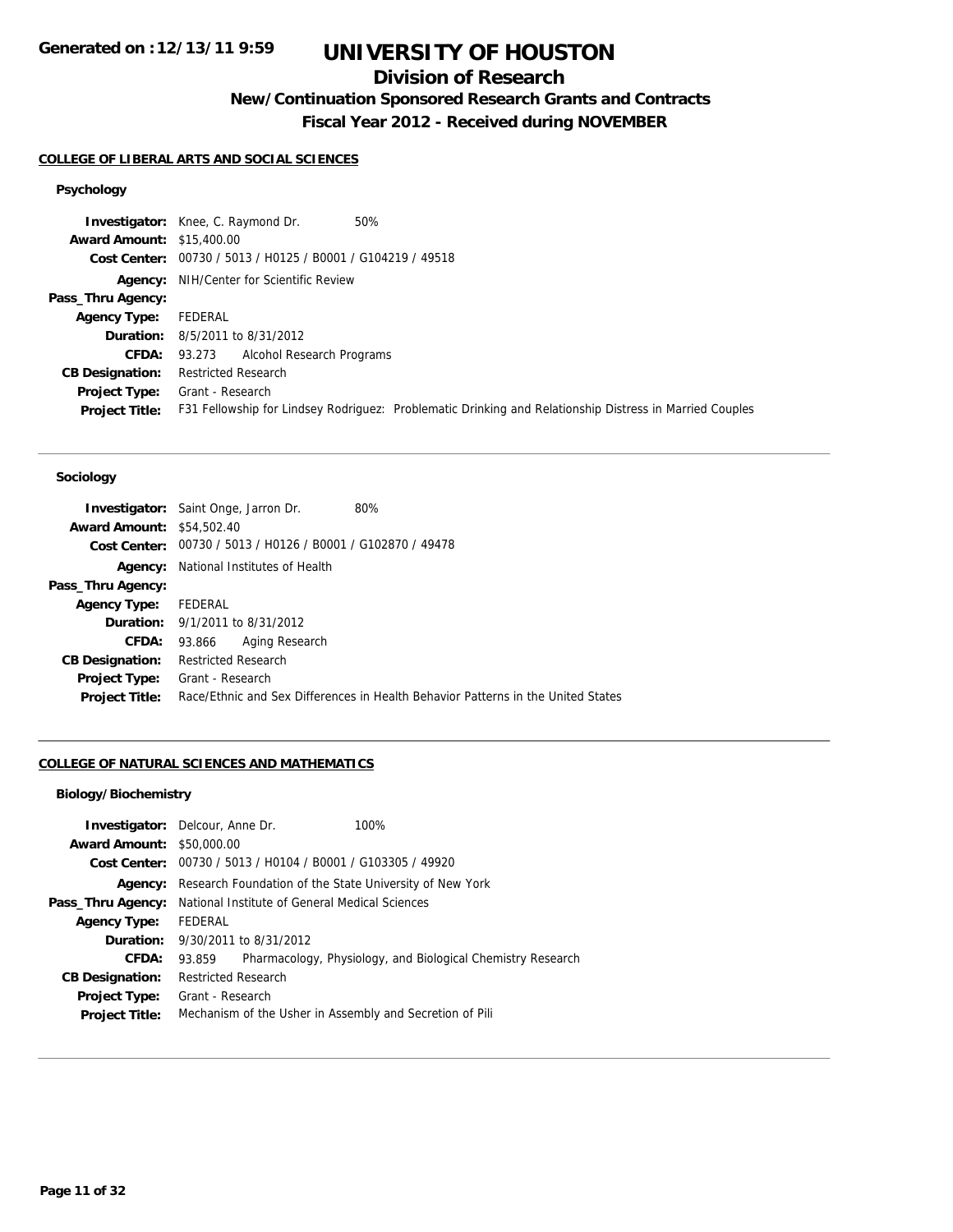# UNIVERSITY OF HOUSTON

## Division of Research

### New/Continuation Sponsored Research Grants and Contracts

### Fiscal Year 2012 - Received during NOVEMBER

Generated on :12/13/11 9:59

#### COLLEGE OF LIBERAL ARTS AND SOCIAL SCIENCES

##### Psychology

**Investigator:** Knee, C. Raymond Dr. 50%
**Award Amount:** $15,400.00
**Cost Center:** 00730 / 5013 / H0125 / B0001 / G104219 / 49518
**Agency:** NIH/Center for Scientific Review
**Pass_Thru Agency:**
**Agency Type:** FEDERAL
**Duration:** 8/5/2011 to 8/31/2012
**CFDA:** 93.273 Alcohol Research Programs
**CB Designation:** Restricted Research
**Project Type:** Grant - Research
**Project Title:** F31 Fellowship for Lindsey Rodriguez: Problematic Drinking and Relationship Distress in Married Couples

---

##### Sociology

**Investigator:** Saint Onge, Jarron Dr. 80%
**Award Amount:** $54,502.40
**Cost Center:** 00730 / 5013 / H0126 / B0001 / G102870 / 49478
**Agency:** National Institutes of Health
**Pass_Thru Agency:**
**Agency Type:** FEDERAL
**Duration:** 9/1/2011 to 8/31/2012
**CFDA:** 93.866 Aging Research
**CB Designation:** Restricted Research
**Project Type:** Grant - Research
**Project Title:** Race/Ethnic and Sex Differences in Health Behavior Patterns in the United States

---

#### COLLEGE OF NATURAL SCIENCES AND MATHEMATICS

##### Biology/Biochemistry

**Investigator:** Delcour, Anne Dr. 100%
**Award Amount:** $50,000.00
**Cost Center:** 00730 / 5013 / H0104 / B0001 / G103305 / 49920
**Agency:** Research Foundation of the State University of New York
**Pass_Thru Agency:** National Institute of General Medical Sciences
**Agency Type:** FEDERAL
**Duration:** 9/30/2011 to 8/31/2012
**CFDA:** 93.859 Pharmacology, Physiology, and Biological Chemistry Research
**CB Designation:** Restricted Research
**Project Type:** Grant - Research
**Project Title:** Mechanism of the Usher in Assembly and Secretion of Pili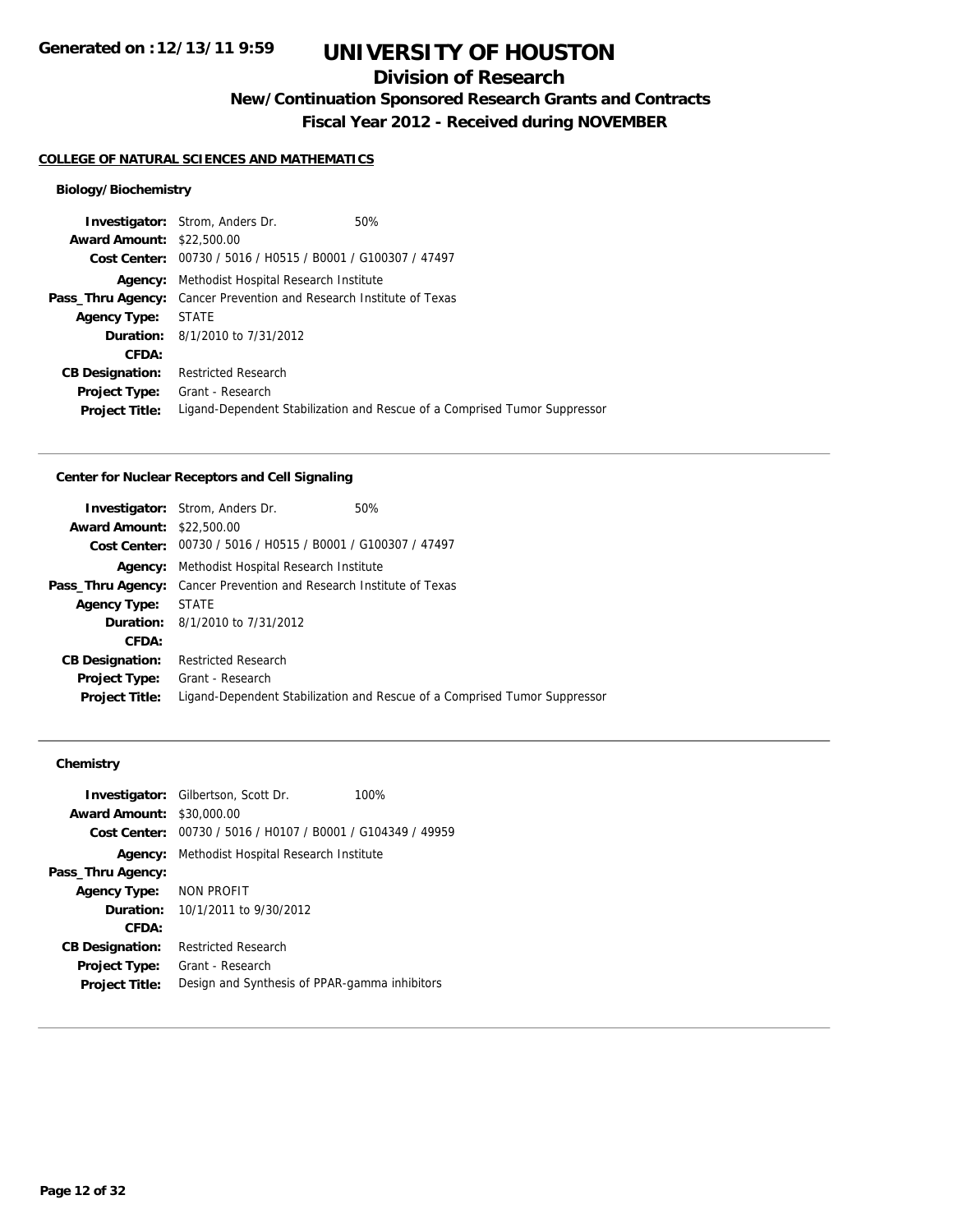# UNIVERSITY OF HOUSTON

## Division of Research

### New/Continuation Sponsored Research Grants and Contracts

### Fiscal Year 2012 - Received during NOVEMBER

**COLLEGE OF NATURAL SCIENCES AND MATHEMATICS**

#### Biology/Biochemistry

**Investigator:** Strom, Anders Dr. 50%
**Award Amount:** \$22,500.00
**Cost Center:** 00730 / 5016 / H0515 / B0001 / G100307 / 47497
**Agency:** Methodist Hospital Research Institute
**Pass_Thru Agency:** Cancer Prevention and Research Institute of Texas
**Agency Type:** STATE
**Duration:** 8/1/2010 to 7/31/2012
**CFDA:**
**CB Designation:** Restricted Research
**Project Type:** Grant - Research
**Project Title:** Ligand-Dependent Stabilization and Rescue of a Comprised Tumor Suppressor

---

#### Center for Nuclear Receptors and Cell Signaling

**Investigator:** Strom, Anders Dr. 50%
**Award Amount:** \$22,500.00
**Cost Center:** 00730 / 5016 / H0515 / B0001 / G100307 / 47497
**Agency:** Methodist Hospital Research Institute
**Pass_Thru Agency:** Cancer Prevention and Research Institute of Texas
**Agency Type:** STATE
**Duration:** 8/1/2010 to 7/31/2012
**CFDA:**
**CB Designation:** Restricted Research
**Project Type:** Grant - Research
**Project Title:** Ligand-Dependent Stabilization and Rescue of a Comprised Tumor Suppressor

---

#### Chemistry

**Investigator:** Gilbertson, Scott Dr. 100%
**Award Amount:** \$30,000.00
**Cost Center:** 00730 / 5016 / H0107 / B0001 / G104349 / 49959
**Agency:** Methodist Hospital Research Institute
**Pass_Thru Agency:**
**Agency Type:** NON PROFIT
**Duration:** 10/1/2011 to 9/30/2012
**CFDA:**
**CB Designation:** Restricted Research
**Project Type:** Grant - Research
**Project Title:** Design and Synthesis of PPAR-gamma inhibitors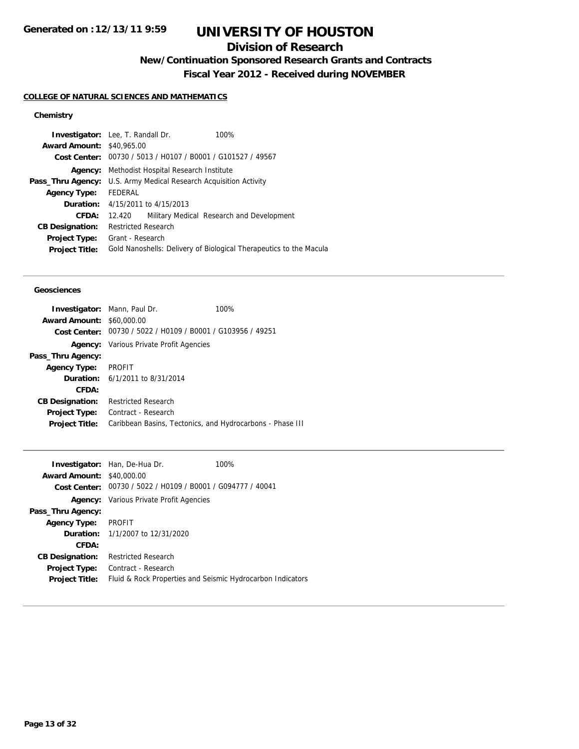# UNIVERSITY OF HOUSTON

## Division of Research

### New/Continuation Sponsored Research Grants and Contracts

### Fiscal Year 2012 - Received during NOVEMBER

**COLLEGE OF NATURAL SCIENCES AND MATHEMATICS**

#### Chemistry

**Investigator:** Lee, T. Randall Dr. 100%
**Award Amount:** $40,965.00
**Cost Center:** 00730 / 5013 / H0107 / B0001 / G101527 / 49567
**Agency:** Methodist Hospital Research Institute
**Pass_Thru Agency:** U.S. Army Medical Research Acquisition Activity
**Agency Type:** FEDERAL
**Duration:** 4/15/2011 to 4/15/2013
**CFDA:** 12.420 Military Medical Research and Development
**CB Designation:** Restricted Research
**Project Type:** Grant - Research
**Project Title:** Gold Nanoshells: Delivery of Biological Therapeutics to the Macula

---

#### Geosciences

**Investigator:** Mann, Paul Dr. 100%
**Award Amount:** $60,000.00
**Cost Center:** 00730 / 5022 / H0109 / B0001 / G103956 / 49251
**Agency:** Various Private Profit Agencies
**Pass_Thru Agency:**
**Agency Type:** PROFIT
**Duration:** 6/1/2011 to 8/31/2014
**CFDA:**
**CB Designation:** Restricted Research
**Project Type:** Contract - Research
**Project Title:** Caribbean Basins, Tectonics, and Hydrocarbons - Phase III

---

**Investigator:** Han, De-Hua Dr. 100%
**Award Amount:** $40,000.00
**Cost Center:** 00730 / 5022 / H0109 / B0001 / G094777 / 40041
**Agency:** Various Private Profit Agencies
**Pass_Thru Agency:**
**Agency Type:** PROFIT
**Duration:** 1/1/2007 to 12/31/2020
**CFDA:**
**CB Designation:** Restricted Research
**Project Type:** Contract - Research
**Project Title:** Fluid & Rock Properties and Seismic Hydrocarbon Indicators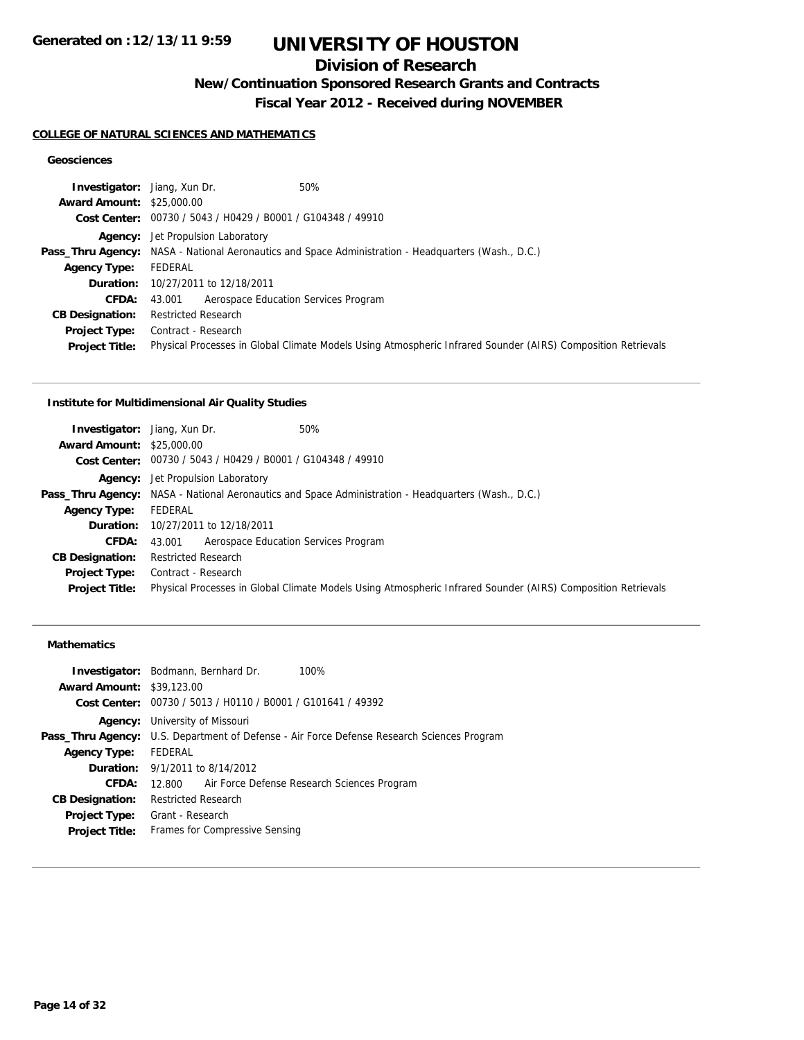# UNIVERSITY OF HOUSTON

## Division of Research

### New/Continuation Sponsored Research Grants and Contracts

### Fiscal Year 2012 - Received during NOVEMBER

**Generated on :12/13/11 9:59**

#### COLLEGE OF NATURAL SCIENCES AND MATHEMATICS

##### Geosciences

**Investigator:** Jiang, Xun Dr. 50%
**Award Amount:** $25,000.00
**Cost Center:** 00730 / 5043 / H0429 / B0001 / G104348 / 49910
**Agency:** Jet Propulsion Laboratory
**Pass_Thru Agency:** NASA - National Aeronautics and Space Administration - Headquarters (Wash., D.C.)
**Agency Type:** FEDERAL
**Duration:** 10/27/2011 to 12/18/2011
**CFDA:** 43.001 Aerospace Education Services Program
**CB Designation:** Restricted Research
**Project Type:** Contract - Research
**Project Title:** Physical Processes in Global Climate Models Using Atmospheric Infrared Sounder (AIRS) Composition Retrievals

---

##### Institute for Multidimensional Air Quality Studies

**Investigator:** Jiang, Xun Dr. 50%
**Award Amount:** $25,000.00
**Cost Center:** 00730 / 5043 / H0429 / B0001 / G104348 / 49910
**Agency:** Jet Propulsion Laboratory
**Pass_Thru Agency:** NASA - National Aeronautics and Space Administration - Headquarters (Wash., D.C.)
**Agency Type:** FEDERAL
**Duration:** 10/27/2011 to 12/18/2011
**CFDA:** 43.001 Aerospace Education Services Program
**CB Designation:** Restricted Research
**Project Type:** Contract - Research
**Project Title:** Physical Processes in Global Climate Models Using Atmospheric Infrared Sounder (AIRS) Composition Retrievals

---

##### Mathematics

**Investigator:** Bodmann, Bernhard Dr. 100%
**Award Amount:** $39,123.00
**Cost Center:** 00730 / 5013 / H0110 / B0001 / G101641 / 49392
**Agency:** University of Missouri
**Pass_Thru Agency:** U.S. Department of Defense - Air Force Defense Research Sciences Program
**Agency Type:** FEDERAL
**Duration:** 9/1/2011 to 8/14/2012
**CFDA:** 12.800 Air Force Defense Research Sciences Program
**CB Designation:** Restricted Research
**Project Type:** Grant - Research
**Project Title:** Frames for Compressive Sensing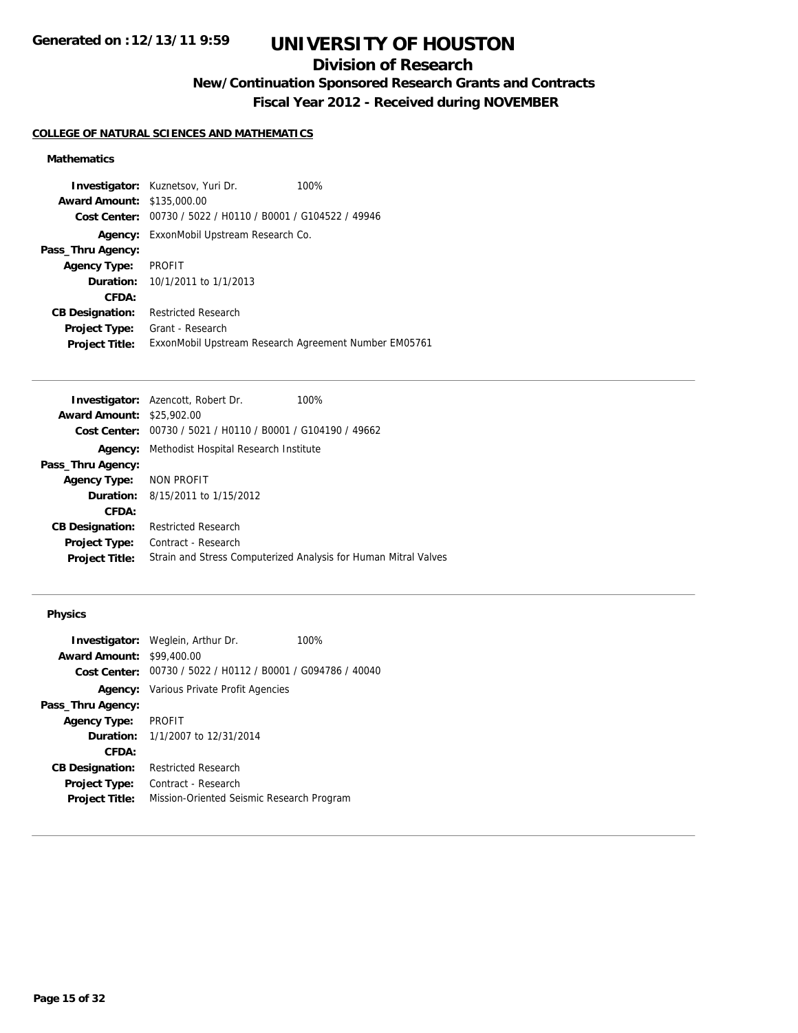# UNIVERSITY OF HOUSTON

## Division of Research

### New/Continuation Sponsored Research Grants and Contracts

### Fiscal Year 2012 - Received during NOVEMBER

Generated on :12/13/11 9:59

**COLLEGE OF NATURAL SCIENCES AND MATHEMATICS**

#### Mathematics

**Investigator:** Kuznetsov, Yuri Dr. 100%
**Award Amount:** $135,000.00
**Cost Center:** 00730 / 5022 / H0110 / B0001 / G104522 / 49946
**Agency:** ExxonMobil Upstream Research Co.
**Pass_Thru Agency:**
**Agency Type:** PROFIT
**Duration:** 10/1/2011 to 1/1/2013
**CFDA:**
**CB Designation:** Restricted Research
**Project Type:** Grant - Research
**Project Title:** ExxonMobil Upstream Research Agreement Number EM05761

---

**Investigator:** Azencott, Robert Dr. 100%
**Award Amount:** $25,902.00
**Cost Center:** 00730 / 5021 / H0110 / B0001 / G104190 / 49662
**Agency:** Methodist Hospital Research Institute
**Pass_Thru Agency:**
**Agency Type:** NON PROFIT
**Duration:** 8/15/2011 to 1/15/2012
**CFDA:**
**CB Designation:** Restricted Research
**Project Type:** Contract - Research
**Project Title:** Strain and Stress Computerized Analysis for Human Mitral Valves

---

#### Physics

**Investigator:** Weglein, Arthur Dr. 100%
**Award Amount:** $99,400.00
**Cost Center:** 00730 / 5022 / H0112 / B0001 / G094786 / 40040
**Agency:** Various Private Profit Agencies
**Pass_Thru Agency:**
**Agency Type:** PROFIT
**Duration:** 1/1/2007 to 12/31/2014
**CFDA:**
**CB Designation:** Restricted Research
**Project Type:** Contract - Research
**Project Title:** Mission-Oriented Seismic Research Program

---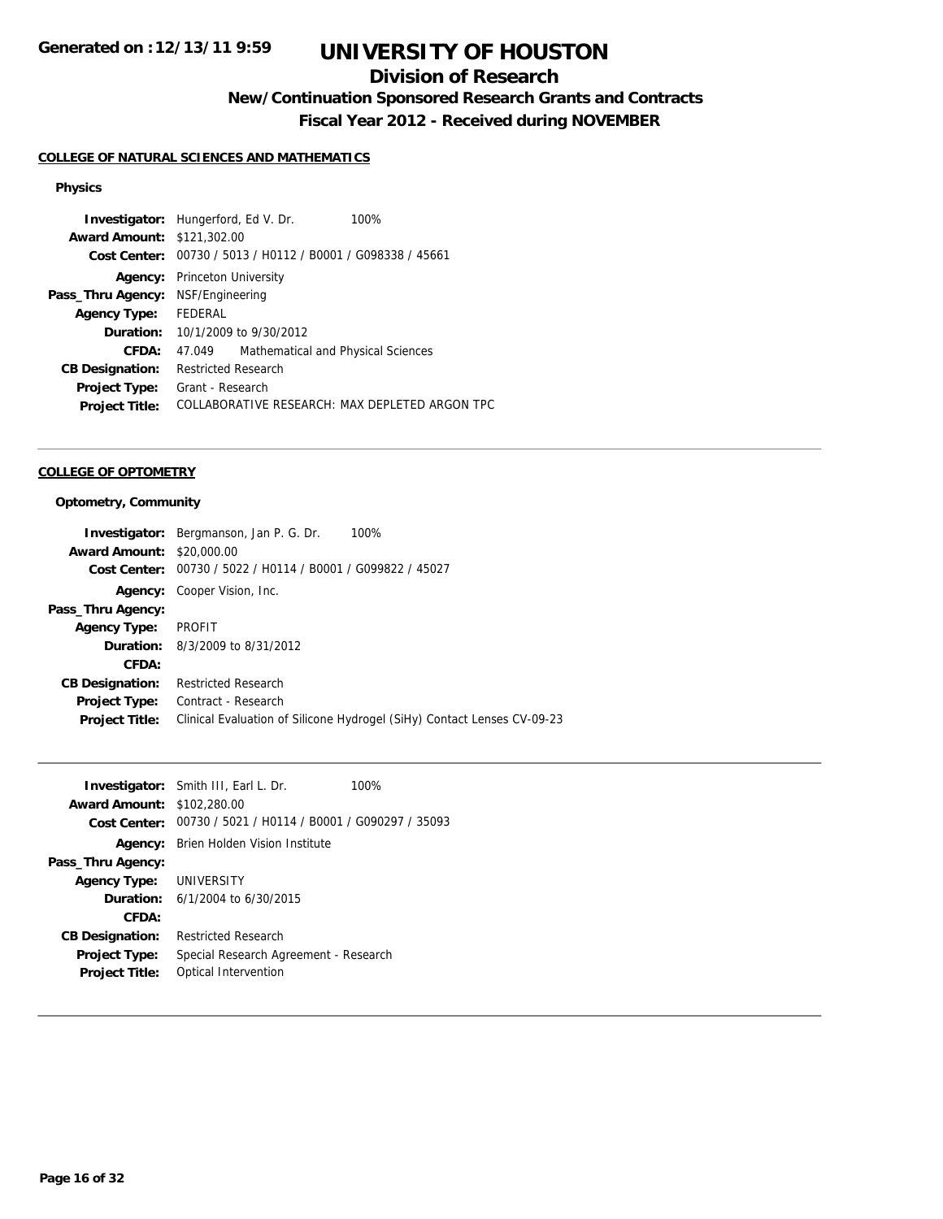# UNIVERSITY OF HOUSTON

## Division of Research

### New/Continuation Sponsored Research Grants and Contracts

### Fiscal Year 2012 - Received during NOVEMBER

**COLLEGE OF NATURAL SCIENCES AND MATHEMATICS**

**Physics**

**Investigator:** Hungerford, Ed V. Dr. 100%
**Award Amount:** $121,302.00
**Cost Center:** 00730 / 5013 / H0112 / B0001 / G098338 / 45661
**Agency:** Princeton University
**Pass_Thru Agency:** NSF/Engineering
**Agency Type:** FEDERAL
**Duration:** 10/1/2009 to 9/30/2012
**CFDA:** 47.049 Mathematical and Physical Sciences
**CB Designation:** Restricted Research
**Project Type:** Grant - Research
**Project Title:** COLLABORATIVE RESEARCH: MAX DEPLETED ARGON TPC

---

**COLLEGE OF OPTOMETRY**

**Optometry, Community**

**Investigator:** Bergmanson, Jan P. G. Dr. 100%
**Award Amount:** $20,000.00
**Cost Center:** 00730 / 5022 / H0114 / B0001 / G099822 / 45027
**Agency:** Cooper Vision, Inc.
**Pass_Thru Agency:**
**Agency Type:** PROFIT
**Duration:** 8/3/2009 to 8/31/2012
**CFDA:**
**CB Designation:** Restricted Research
**Project Type:** Contract - Research
**Project Title:** Clinical Evaluation of Silicone Hydrogel (SiHy) Contact Lenses CV-09-23

---

**Investigator:** Smith III, Earl L. Dr. 100%
**Award Amount:** $102,280.00
**Cost Center:** 00730 / 5021 / H0114 / B0001 / G090297 / 35093
**Agency:** Brien Holden Vision Institute
**Pass_Thru Agency:**
**Agency Type:** UNIVERSITY
**Duration:** 6/1/2004 to 6/30/2015
**CFDA:**
**CB Designation:** Restricted Research
**Project Type:** Special Research Agreement - Research
**Project Title:** Optical Intervention

---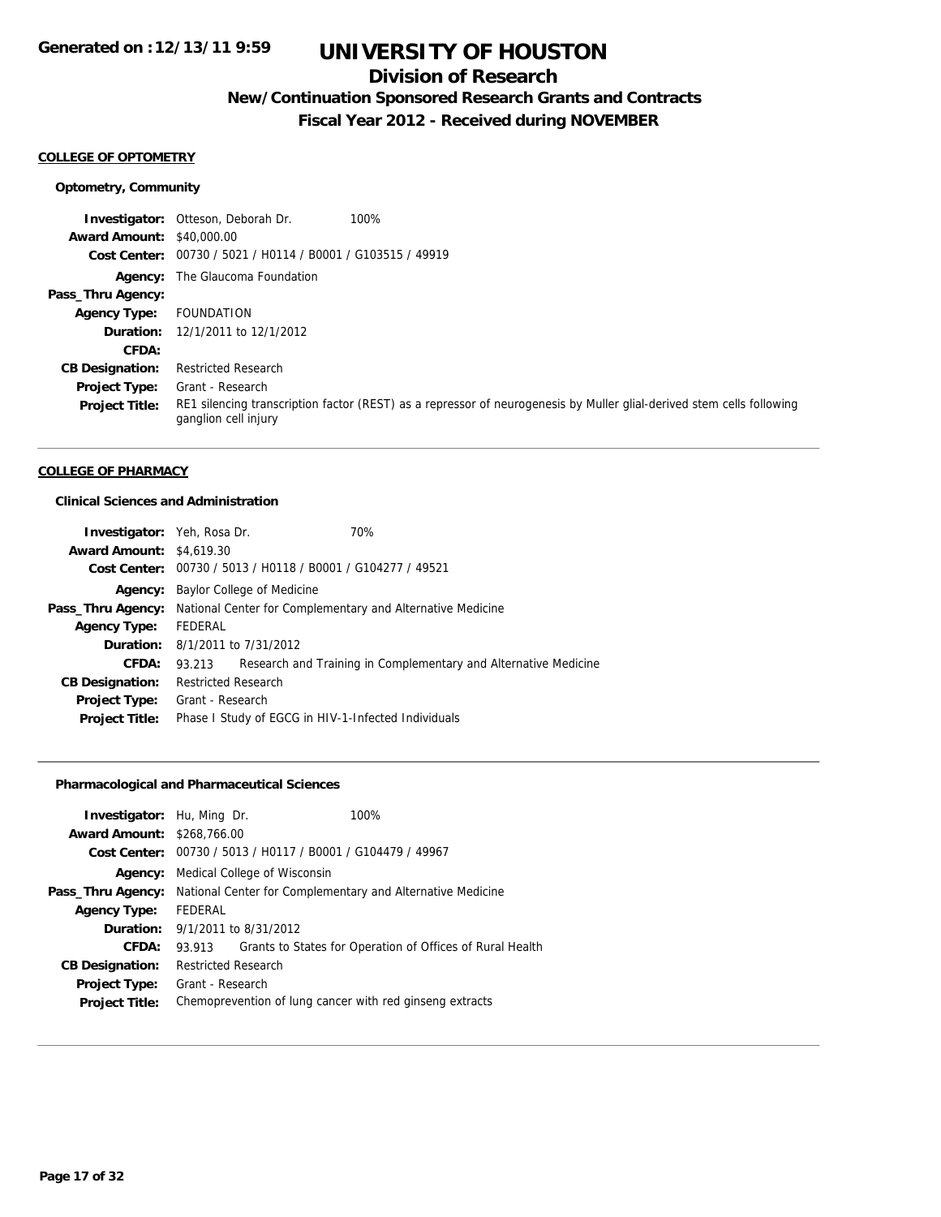# UNIVERSITY OF HOUSTON

## Division of Research

### New/Continuation Sponsored Research Grants and Contracts

### Fiscal Year 2012 - Received during NOVEMBER

**Generated on :12/13/11 9:59**

#### COLLEGE OF OPTOMETRY

**Optometry, Community**

| | | |
|---|---|---|
| **Investigator:** | Otteson, Deborah Dr. | 100% |
| **Award Amount:** | $40,000.00 | |
| **Cost Center:** | 00730 / 5021 / H0114 / B0001 / G103515 / 49919 | |
| **Agency:** | The Glaucoma Foundation | |
| **Pass_Thru Agency:** | | |
| **Agency Type:** | FOUNDATION | |
| **Duration:** | 12/1/2011 to 12/1/2012 | |
| **CFDA:** | | |
| **CB Designation:** | Restricted Research | |
| **Project Type:** | Grant - Research | |
| **Project Title:** | RE1 silencing transcription factor (REST) as a repressor of neurogenesis by Muller glial-derived stem cells following ganglion cell injury | |

#### COLLEGE OF PHARMACY

**Clinical Sciences and Administration**

| | | |
|---|---|---|
| **Investigator:** | Yeh, Rosa Dr. | 70% |
| **Award Amount:** | $4,619.30 | |
| **Cost Center:** | 00730 / 5013 / H0118 / B0001 / G104277 / 49521 | |
| **Agency:** | Baylor College of Medicine | |
| **Pass_Thru Agency:** | National Center for Complementary and Alternative Medicine | |
| **Agency Type:** | FEDERAL | |
| **Duration:** | 8/1/2011 to 7/31/2012 | |
| **CFDA:** | 93.213 | Research and Training in Complementary and Alternative Medicine |
| **CB Designation:** | Restricted Research | |
| **Project Type:** | Grant - Research | |
| **Project Title:** | Phase I Study of EGCG in HIV-1-Infected Individuals | |

**Pharmacological and Pharmaceutical Sciences**

| | | |
|---|---|---|
| **Investigator:** | Hu, Ming Dr. | 100% |
| **Award Amount:** | $268,766.00 | |
| **Cost Center:** | 00730 / 5013 / H0117 / B0001 / G104479 / 49967 | |
| **Agency:** | Medical College of Wisconsin | |
| **Pass_Thru Agency:** | National Center for Complementary and Alternative Medicine | |
| **Agency Type:** | FEDERAL | |
| **Duration:** | 9/1/2011 to 8/31/2012 | |
| **CFDA:** | 93.913 | Grants to States for Operation of Offices of Rural Health |
| **CB Designation:** | Restricted Research | |
| **Project Type:** | Grant - Research | |
| **Project Title:** | Chemoprevention of lung cancer with red ginseng extracts | |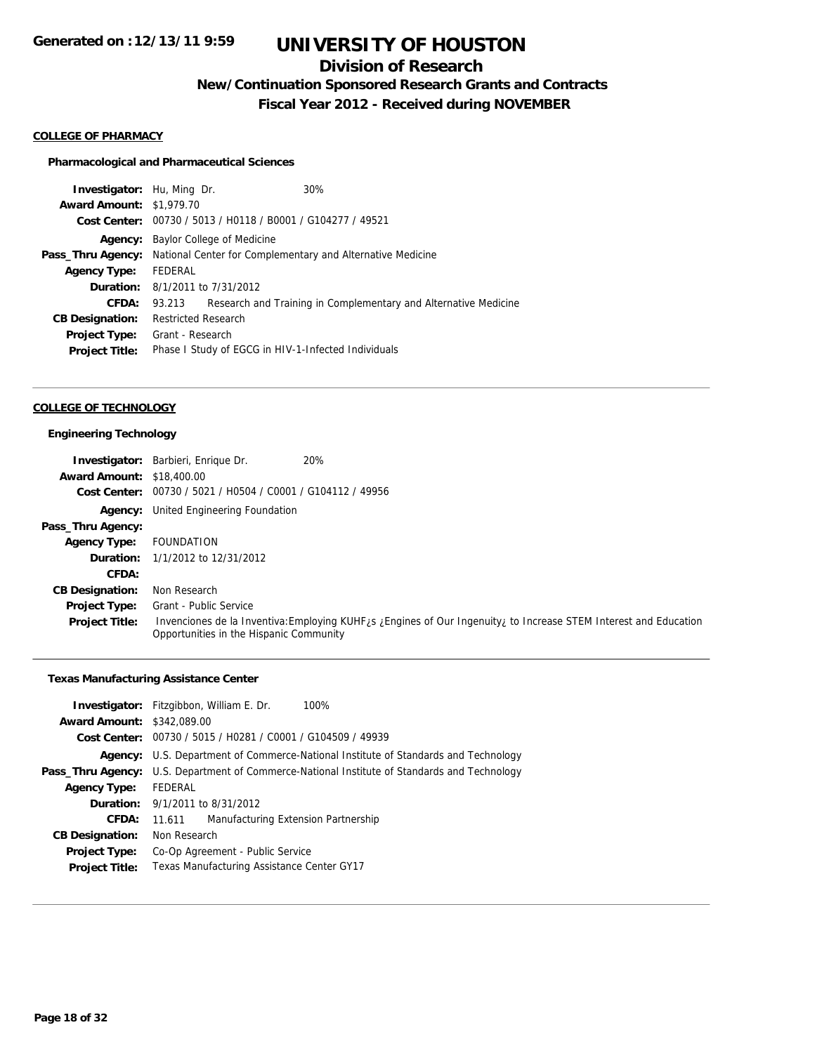# UNIVERSITY OF HOUSTON

## Division of Research

### New/Continuation Sponsored Research Grants and Contracts

### Fiscal Year 2012 - Received during NOVEMBER

#### COLLEGE OF PHARMACY

**Pharmacological and Pharmaceutical Sciences**

| | |
|---|---|
| **Investigator:** | Hu, Ming Dr. 30% |
| **Award Amount:** | $1,979.70 |
| **Cost Center:** | 00730 / 5013 / H0118 / B0001 / G104277 / 49521 |
| **Agency:** | Baylor College of Medicine |
| **Pass_Thru Agency:** | National Center for Complementary and Alternative Medicine |
| **Agency Type:** | FEDERAL |
| **Duration:** | 8/1/2011 to 7/31/2012 |
| **CFDA:** | 93.213 Research and Training in Complementary and Alternative Medicine |
| **CB Designation:** | Restricted Research |
| **Project Type:** | Grant - Research |
| **Project Title:** | Phase I Study of EGCG in HIV-1-Infected Individuals |

#### COLLEGE OF TECHNOLOGY

**Engineering Technology**

| | |
|---|---|
| **Investigator:** | Barbieri, Enrique Dr. 20% |
| **Award Amount:** | $18,400.00 |
| **Cost Center:** | 00730 / 5021 / H0504 / C0001 / G104112 / 49956 |
| **Agency:** | United Engineering Foundation |
| **Pass_Thru Agency:** | |
| **Agency Type:** | FOUNDATION |
| **Duration:** | 1/1/2012 to 12/31/2012 |
| **CFDA:** | |
| **CB Designation:** | Non Research |
| **Project Type:** | Grant - Public Service |
| **Project Title:** | Invenciones de la Inventiva:Employing KUHF¿s ¿Engines of Our Ingenuity¿ to Increase STEM Interest and Education Opportunities in the Hispanic Community |

**Texas Manufacturing Assistance Center**

| | |
|---|---|
| **Investigator:** | Fitzgibbon, William E. Dr. 100% |
| **Award Amount:** | $342,089.00 |
| **Cost Center:** | 00730 / 5015 / H0281 / C0001 / G104509 / 49939 |
| **Agency:** | U.S. Department of Commerce-National Institute of Standards and Technology |
| **Pass_Thru Agency:** | U.S. Department of Commerce-National Institute of Standards and Technology |
| **Agency Type:** | FEDERAL |
| **Duration:** | 9/1/2011 to 8/31/2012 |
| **CFDA:** | 11.611 Manufacturing Extension Partnership |
| **CB Designation:** | Non Research |
| **Project Type:** | Co-Op Agreement - Public Service |
| **Project Title:** | Texas Manufacturing Assistance Center GY17 |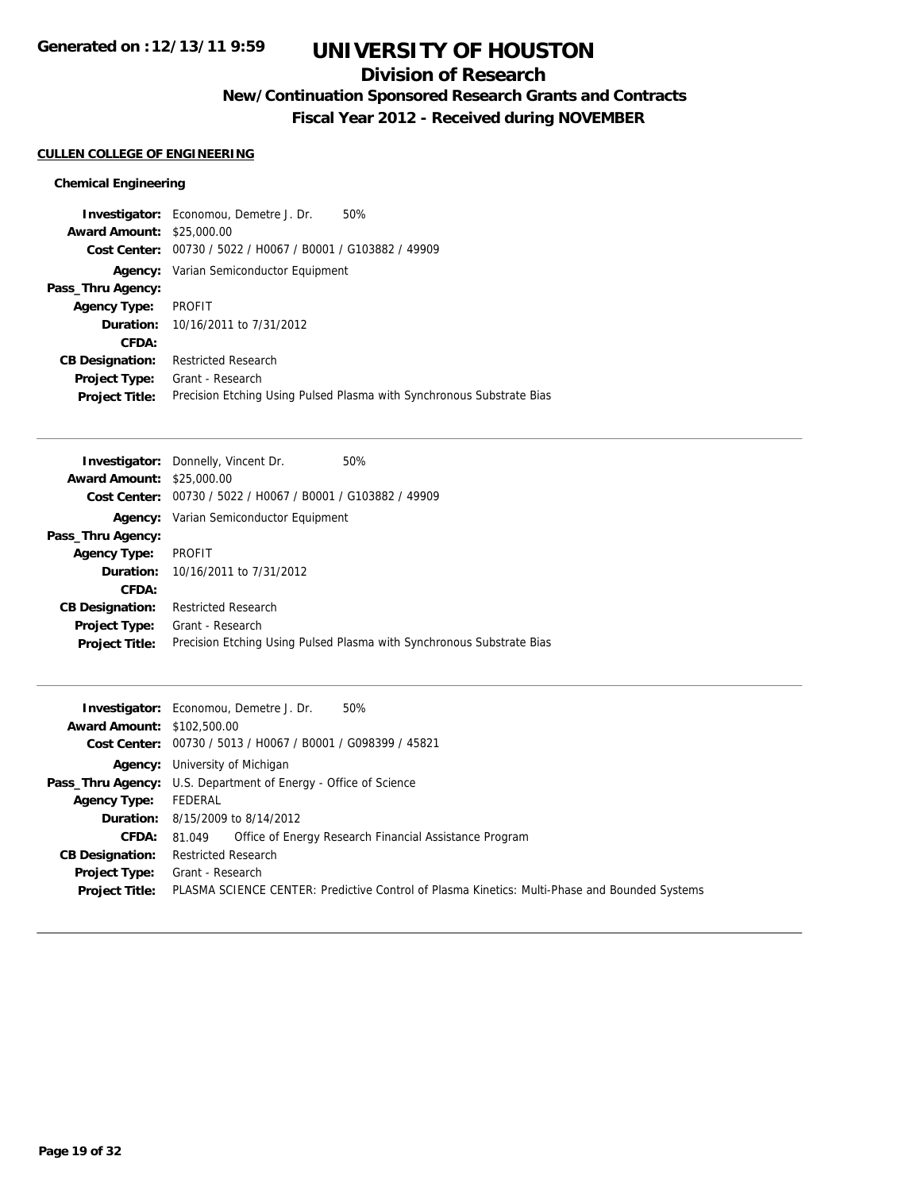# UNIVERSITY OF HOUSTON

## Division of Research

### New/Continuation Sponsored Research Grants and Contracts

### Fiscal Year 2012 - Received during NOVEMBER

**CULLEN COLLEGE OF ENGINEERING**

**Chemical Engineering**

**Investigator:** Economou, Demetre J. Dr. 50%
**Award Amount:** $25,000.00
**Cost Center:** 00730 / 5022 / H0067 / B0001 / G103882 / 49909
**Agency:** Varian Semiconductor Equipment
**Pass_Thru Agency:**
**Agency Type:** PROFIT
**Duration:** 10/16/2011 to 7/31/2012
**CFDA:**
**CB Designation:** Restricted Research
**Project Type:** Grant - Research
**Project Title:** Precision Etching Using Pulsed Plasma with Synchronous Substrate Bias

---

**Investigator:** Donnelly, Vincent Dr. 50%
**Award Amount:** $25,000.00
**Cost Center:** 00730 / 5022 / H0067 / B0001 / G103882 / 49909
**Agency:** Varian Semiconductor Equipment
**Pass_Thru Agency:**
**Agency Type:** PROFIT
**Duration:** 10/16/2011 to 7/31/2012
**CFDA:**
**CB Designation:** Restricted Research
**Project Type:** Grant - Research
**Project Title:** Precision Etching Using Pulsed Plasma with Synchronous Substrate Bias

---

**Investigator:** Economou, Demetre J. Dr. 50%
**Award Amount:** $102,500.00
**Cost Center:** 00730 / 5013 / H0067 / B0001 / G098399 / 45821
**Agency:** University of Michigan
**Pass_Thru Agency:** U.S. Department of Energy - Office of Science
**Agency Type:** FEDERAL
**Duration:** 8/15/2009 to 8/14/2012
**CFDA:** 81.049 Office of Energy Research Financial Assistance Program
**CB Designation:** Restricted Research
**Project Type:** Grant - Research
**Project Title:** PLASMA SCIENCE CENTER: Predictive Control of Plasma Kinetics: Multi-Phase and Bounded Systems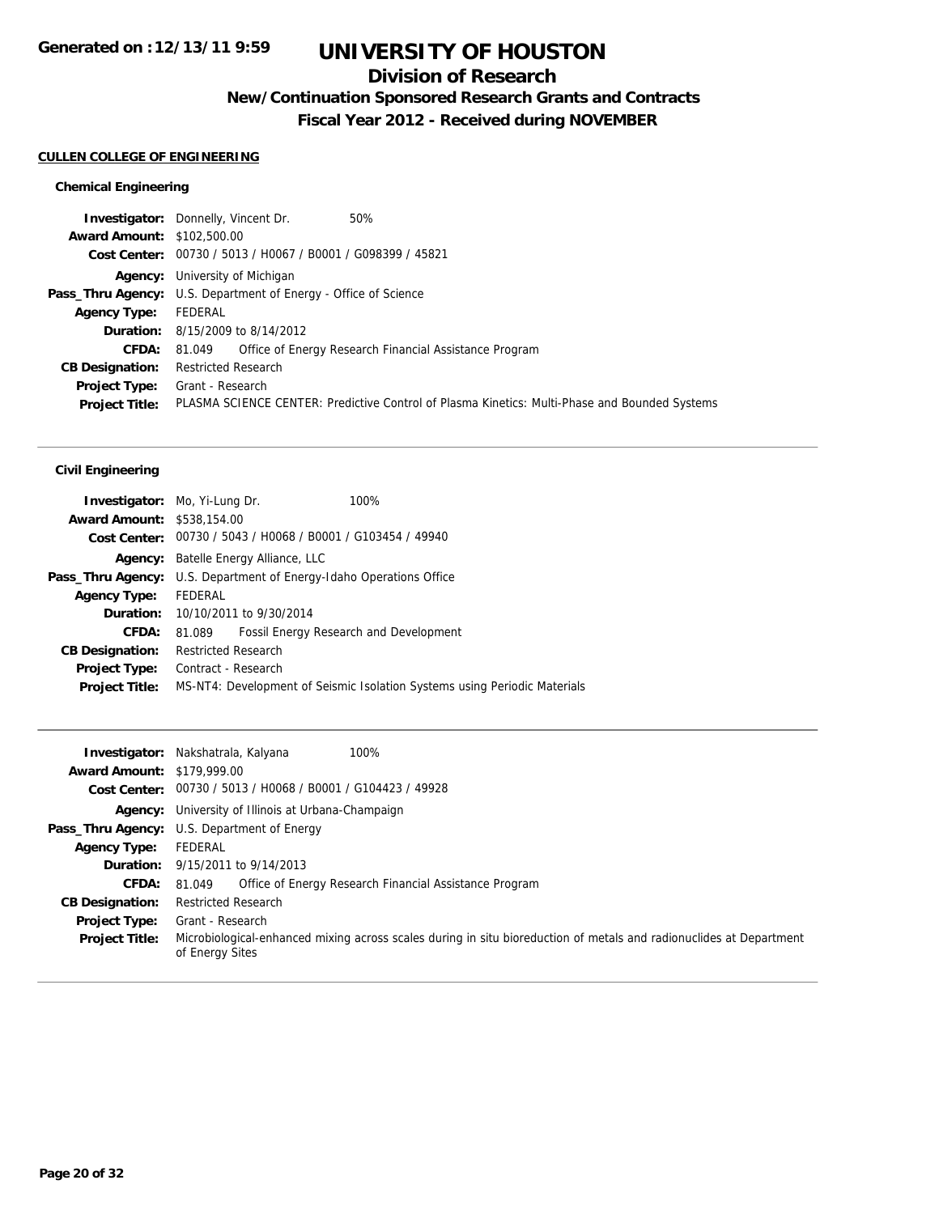# UNIVERSITY OF HOUSTON

## Division of Research

### New/Continuation Sponsored Research Grants and Contracts

### Fiscal Year 2012 - Received during NOVEMBER

Generated on :12/13/11 9:59

**CULLEN COLLEGE OF ENGINEERING**

#### Chemical Engineering

**Investigator:** Donnelly, Vincent Dr. 50%
**Award Amount:** $102,500.00
**Cost Center:** 00730 / 5013 / H0067 / B0001 / G098399 / 45821
**Agency:** University of Michigan
**Pass_Thru Agency:** U.S. Department of Energy - Office of Science
**Agency Type:** FEDERAL
**Duration:** 8/15/2009 to 8/14/2012
**CFDA:** 81.049 Office of Energy Research Financial Assistance Program
**CB Designation:** Restricted Research
**Project Type:** Grant - Research
**Project Title:** PLASMA SCIENCE CENTER: Predictive Control of Plasma Kinetics: Multi-Phase and Bounded Systems

---

#### Civil Engineering

**Investigator:** Mo, Yi-Lung Dr. 100%
**Award Amount:** $538,154.00
**Cost Center:** 00730 / 5043 / H0068 / B0001 / G103454 / 49940
**Agency:** Batelle Energy Alliance, LLC
**Pass_Thru Agency:** U.S. Department of Energy-Idaho Operations Office
**Agency Type:** FEDERAL
**Duration:** 10/10/2011 to 9/30/2014
**CFDA:** 81.089 Fossil Energy Research and Development
**CB Designation:** Restricted Research
**Project Type:** Contract - Research
**Project Title:** MS-NT4: Development of Seismic Isolation Systems using Periodic Materials

---

**Investigator:** Nakshatrala, Kalyana 100%
**Award Amount:** $179,999.00
**Cost Center:** 00730 / 5013 / H0068 / B0001 / G104423 / 49928
**Agency:** University of Illinois at Urbana-Champaign
**Pass_Thru Agency:** U.S. Department of Energy
**Agency Type:** FEDERAL
**Duration:** 9/15/2011 to 9/14/2013
**CFDA:** 81.049 Office of Energy Research Financial Assistance Program
**CB Designation:** Restricted Research
**Project Type:** Grant - Research
**Project Title:** Microbiological-enhanced mixing across scales during in situ bioreduction of metals and radionuclides at Department of Energy Sites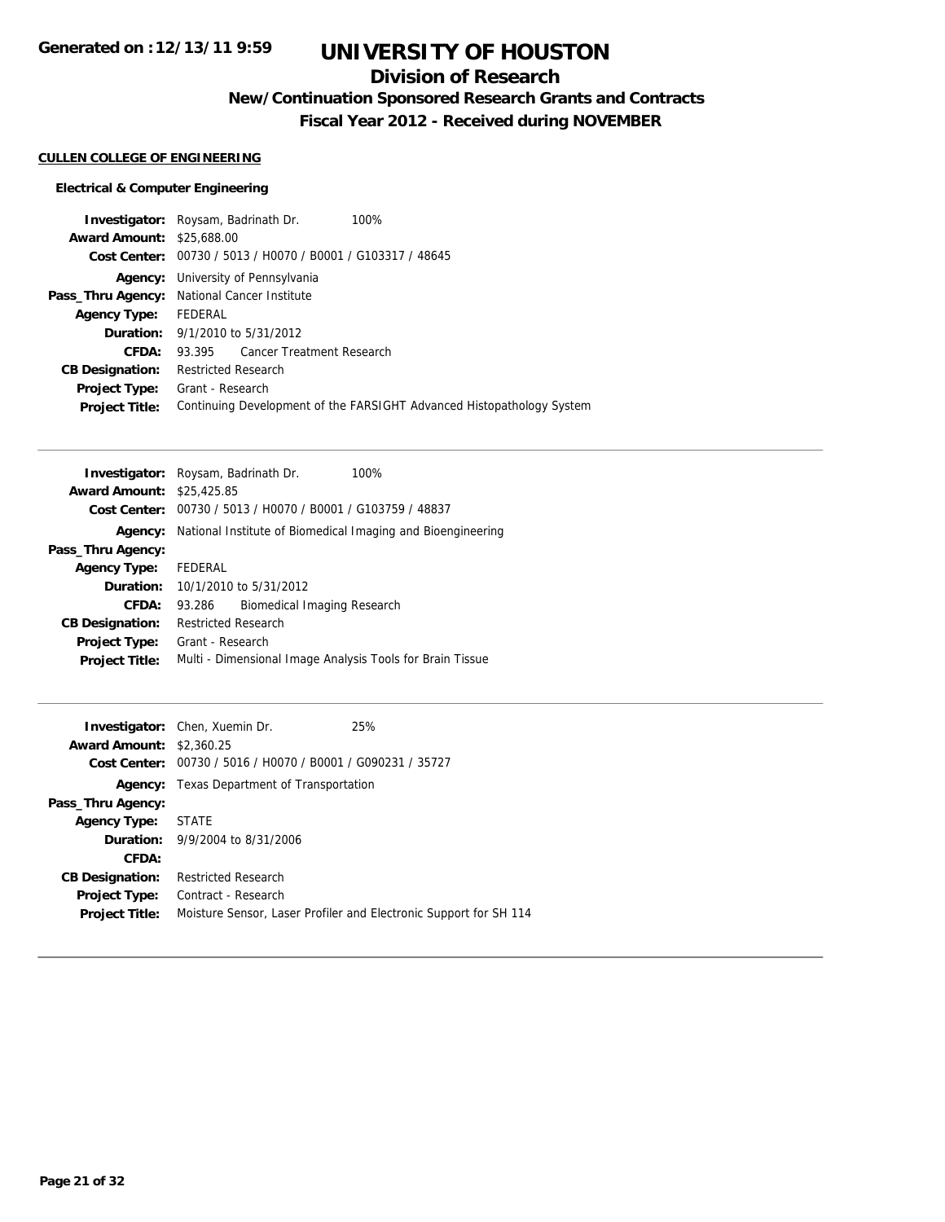**Generated on :12/13/11 9:59**

# UNIVERSITY OF HOUSTON

## Division of Research

### New/Continuation Sponsored Research Grants and Contracts

### Fiscal Year 2012 - Received during NOVEMBER

**CULLEN COLLEGE OF ENGINEERING**

**Electrical & Computer Engineering**

**Investigator:** Roysam, Badrinath Dr. 100%
**Award Amount:** $25,688.00
**Cost Center:** 00730 / 5013 / H0070 / B0001 / G103317 / 48645
**Agency:** University of Pennsylvania
**Pass_Thru Agency:** National Cancer Institute
**Agency Type:** FEDERAL
**Duration:** 9/1/2010 to 5/31/2012
**CFDA:** 93.395 Cancer Treatment Research
**CB Designation:** Restricted Research
**Project Type:** Grant - Research
**Project Title:** Continuing Development of the FARSIGHT Advanced Histopathology System

---

**Investigator:** Roysam, Badrinath Dr. 100%
**Award Amount:** $25,425.85
**Cost Center:** 00730 / 5013 / H0070 / B0001 / G103759 / 48837
**Agency:** National Institute of Biomedical Imaging and Bioengineering
**Pass_Thru Agency:**
**Agency Type:** FEDERAL
**Duration:** 10/1/2010 to 5/31/2012
**CFDA:** 93.286 Biomedical Imaging Research
**CB Designation:** Restricted Research
**Project Type:** Grant - Research
**Project Title:** Multi - Dimensional Image Analysis Tools for Brain Tissue

---

**Investigator:** Chen, Xuemin Dr. 25%
**Award Amount:** $2,360.25
**Cost Center:** 00730 / 5016 / H0070 / B0001 / G090231 / 35727
**Agency:** Texas Department of Transportation
**Pass_Thru Agency:**
**Agency Type:** STATE
**Duration:** 9/9/2004 to 8/31/2006
**CFDA:**
**CB Designation:** Restricted Research
**Project Type:** Contract - Research
**Project Title:** Moisture Sensor, Laser Profiler and Electronic Support for SH 114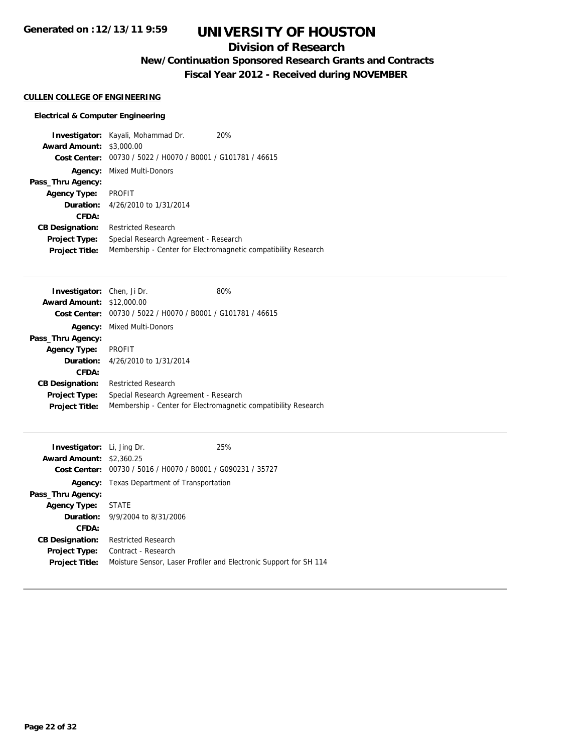# UNIVERSITY OF HOUSTON

## Division of Research

### New/Continuation Sponsored Research Grants and Contracts

### Fiscal Year 2012 - Received during NOVEMBER

Generated on :12/13/11 9:59

**CULLEN COLLEGE OF ENGINEERING**

**Electrical & Computer Engineering**

**Investigator:** Kayali, Mohammad Dr. 20%
**Award Amount:** $3,000.00
**Cost Center:** 00730 / 5022 / H0070 / B0001 / G101781 / 46615
**Agency:** Mixed Multi-Donors
**Pass_Thru Agency:**
**Agency Type:** PROFIT
**Duration:** 4/26/2010 to 1/31/2014
**CFDA:**
**CB Designation:** Restricted Research
**Project Type:** Special Research Agreement - Research
**Project Title:** Membership - Center for Electromagnetic compatibility Research

---

**Investigator:** Chen, Ji Dr. 80%
**Award Amount:** $12,000.00
**Cost Center:** 00730 / 5022 / H0070 / B0001 / G101781 / 46615
**Agency:** Mixed Multi-Donors
**Pass_Thru Agency:**
**Agency Type:** PROFIT
**Duration:** 4/26/2010 to 1/31/2014
**CFDA:**
**CB Designation:** Restricted Research
**Project Type:** Special Research Agreement - Research
**Project Title:** Membership - Center for Electromagnetic compatibility Research

---

**Investigator:** Li, Jing Dr. 25%
**Award Amount:** $2,360.25
**Cost Center:** 00730 / 5016 / H0070 / B0001 / G090231 / 35727
**Agency:** Texas Department of Transportation
**Pass_Thru Agency:**
**Agency Type:** STATE
**Duration:** 9/9/2004 to 8/31/2006
**CFDA:**
**CB Designation:** Restricted Research
**Project Type:** Contract - Research
**Project Title:** Moisture Sensor, Laser Profiler and Electronic Support for SH 114

---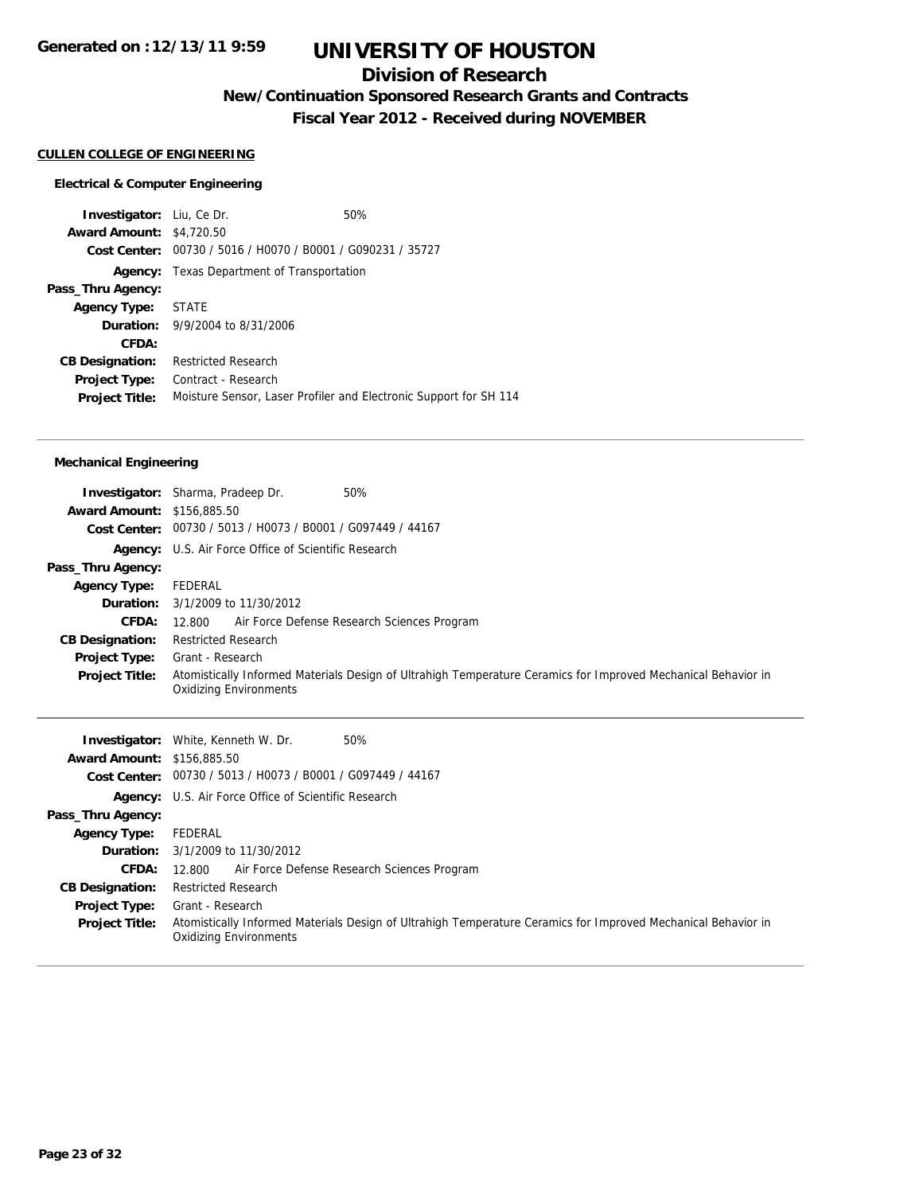# UNIVERSITY OF HOUSTON

## Division of Research

### New/Continuation Sponsored Research Grants and Contracts

### Fiscal Year 2012 - Received during NOVEMBER

Generated on :12/13/11 9:59

**CULLEN COLLEGE OF ENGINEERING**

#### Electrical & Computer Engineering

**Investigator:** Liu, Ce Dr. 50%
**Award Amount:** $4,720.50
**Cost Center:** 00730 / 5016 / H0070 / B0001 / G090231 / 35727
**Agency:** Texas Department of Transportation
**Pass_Thru Agency:**
**Agency Type:** STATE
**Duration:** 9/9/2004 to 8/31/2006
**CFDA:**
**CB Designation:** Restricted Research
**Project Type:** Contract - Research
**Project Title:** Moisture Sensor, Laser Profiler and Electronic Support for SH 114

---

#### Mechanical Engineering

**Investigator:** Sharma, Pradeep Dr. 50%
**Award Amount:** $156,885.50
**Cost Center:** 00730 / 5013 / H0073 / B0001 / G097449 / 44167
**Agency:** U.S. Air Force Office of Scientific Research
**Pass_Thru Agency:**
**Agency Type:** FEDERAL
**Duration:** 3/1/2009 to 11/30/2012
**CFDA:** 12.800 Air Force Defense Research Sciences Program
**CB Designation:** Restricted Research
**Project Type:** Grant - Research
**Project Title:** Atomistically Informed Materials Design of Ultrahigh Temperature Ceramics for Improved Mechanical Behavior in Oxidizing Environments

---

**Investigator:** White, Kenneth W. Dr. 50%
**Award Amount:** $156,885.50
**Cost Center:** 00730 / 5013 / H0073 / B0001 / G097449 / 44167
**Agency:** U.S. Air Force Office of Scientific Research
**Pass_Thru Agency:**
**Agency Type:** FEDERAL
**Duration:** 3/1/2009 to 11/30/2012
**CFDA:** 12.800 Air Force Defense Research Sciences Program
**CB Designation:** Restricted Research
**Project Type:** Grant - Research
**Project Title:** Atomistically Informed Materials Design of Ultrahigh Temperature Ceramics for Improved Mechanical Behavior in Oxidizing Environments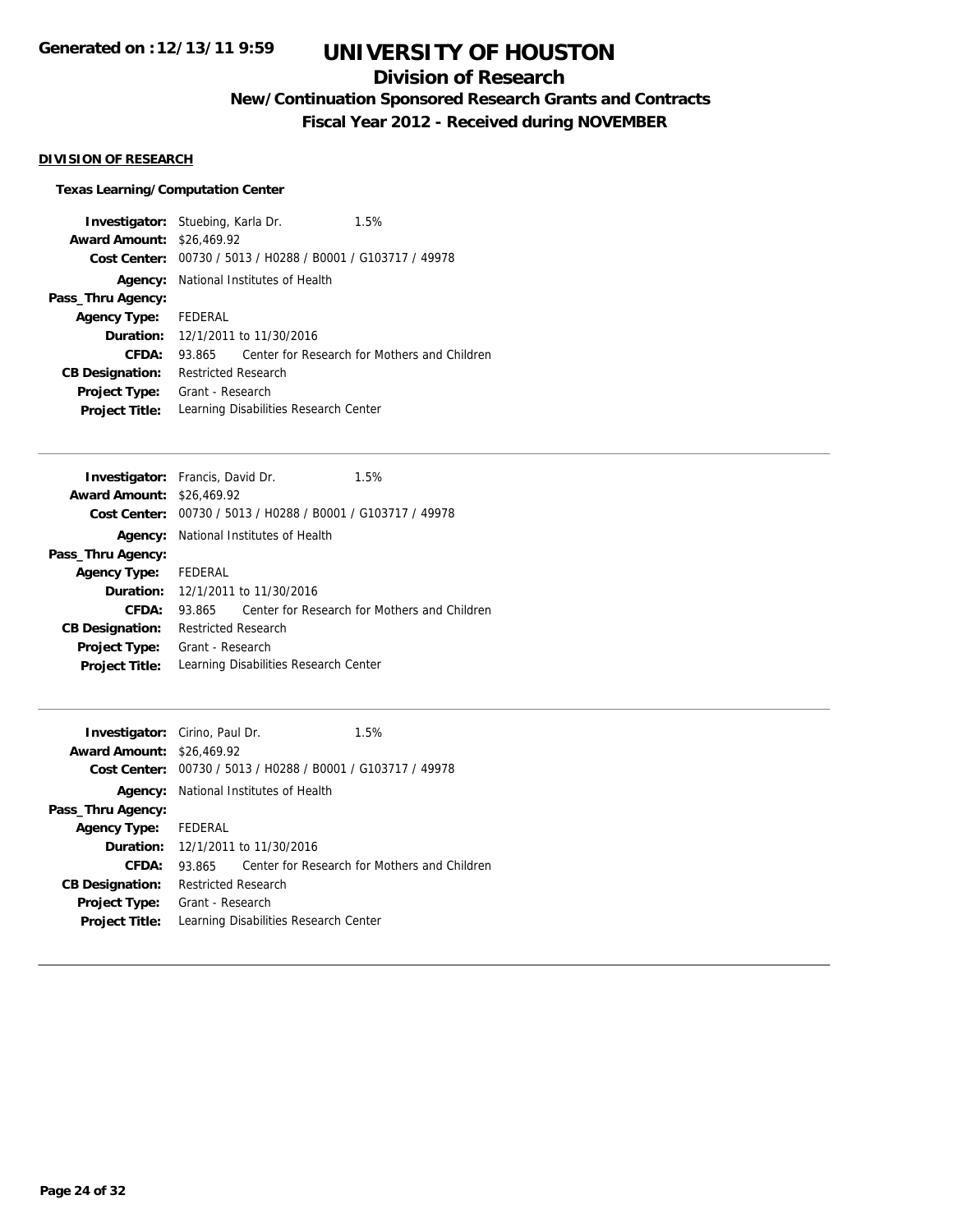# UNIVERSITY OF HOUSTON

## Division of Research

### New/Continuation Sponsored Research Grants and Contracts

### Fiscal Year 2012 - Received during NOVEMBER

**Generated on :12/13/11 9:59**

**DIVISION OF RESEARCH**

**Texas Learning/Computation Center**

| | |
|---|---|
| **Investigator:** | Stuebing, Karla Dr. 1.5% |
| **Award Amount:** | $26,469.92 |
| **Cost Center:** | 00730 / 5013 / H0288 / B0001 / G103717 / 49978 |
| **Agency:** | National Institutes of Health |
| **Pass_Thru Agency:** | |
| **Agency Type:** | FEDERAL |
| **Duration:** | 12/1/2011 to 11/30/2016 |
| **CFDA:** | 93.865 Center for Research for Mothers and Children |
| **CB Designation:** | Restricted Research |
| **Project Type:** | Grant - Research |
| **Project Title:** | Learning Disabilities Research Center |

---

| | |
|---|---|
| **Investigator:** | Francis, David Dr. 1.5% |
| **Award Amount:** | $26,469.92 |
| **Cost Center:** | 00730 / 5013 / H0288 / B0001 / G103717 / 49978 |
| **Agency:** | National Institutes of Health |
| **Pass_Thru Agency:** | |
| **Agency Type:** | FEDERAL |
| **Duration:** | 12/1/2011 to 11/30/2016 |
| **CFDA:** | 93.865 Center for Research for Mothers and Children |
| **CB Designation:** | Restricted Research |
| **Project Type:** | Grant - Research |
| **Project Title:** | Learning Disabilities Research Center |

---

| | |
|---|---|
| **Investigator:** | Cirino, Paul Dr. 1.5% |
| **Award Amount:** | $26,469.92 |
| **Cost Center:** | 00730 / 5013 / H0288 / B0001 / G103717 / 49978 |
| **Agency:** | National Institutes of Health |
| **Pass_Thru Agency:** | |
| **Agency Type:** | FEDERAL |
| **Duration:** | 12/1/2011 to 11/30/2016 |
| **CFDA:** | 93.865 Center for Research for Mothers and Children |
| **CB Designation:** | Restricted Research |
| **Project Type:** | Grant - Research |
| **Project Title:** | Learning Disabilities Research Center |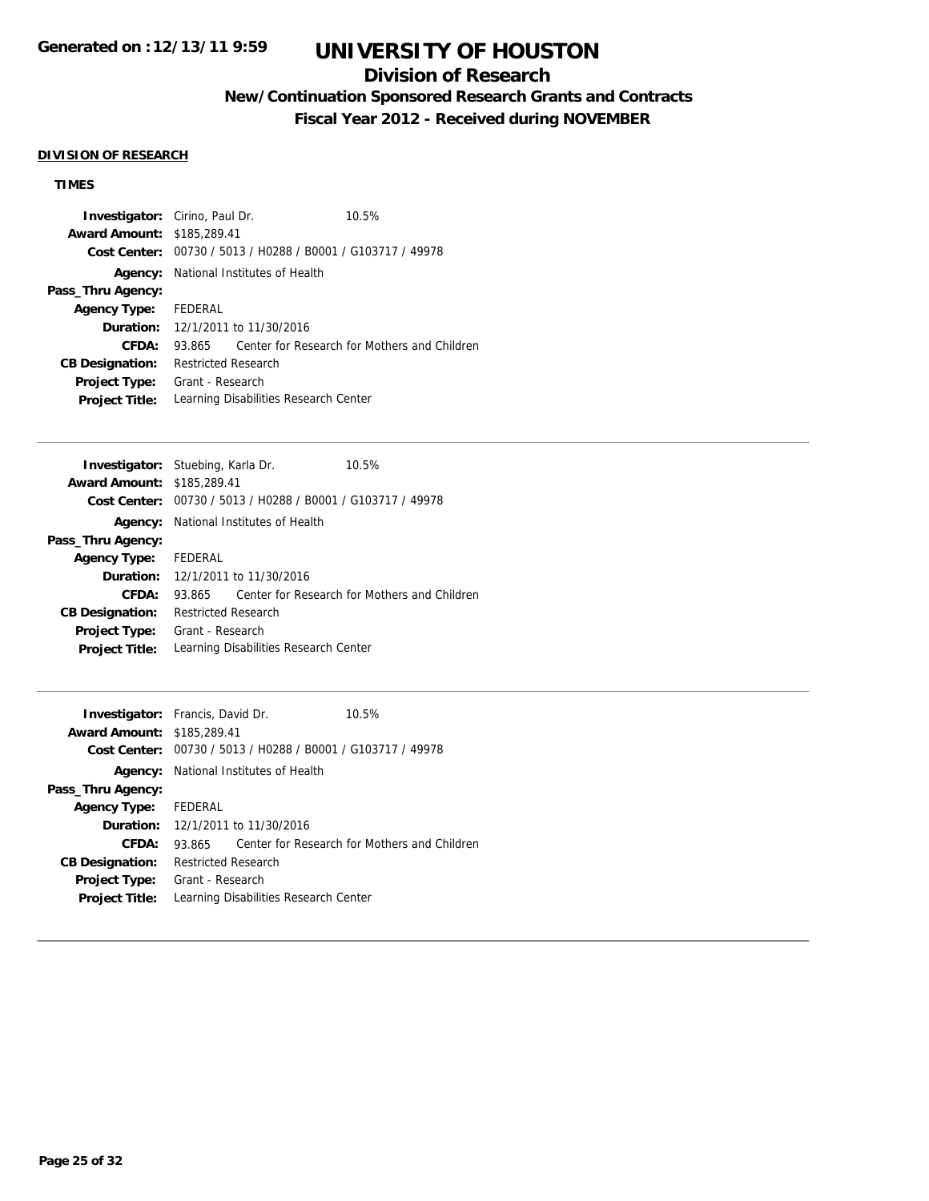# UNIVERSITY OF HOUSTON

## Division of Research

### New/Continuation Sponsored Research Grants and Contracts

### Fiscal Year 2012 - Received during NOVEMBER

**DIVISION OF RESEARCH**

**TIMES**

**Investigator:** Cirino, Paul Dr. 10.5%
**Award Amount:** $185,289.41
**Cost Center:** 00730 / 5013 / H0288 / B0001 / G103717 / 49978
**Agency:** National Institutes of Health
**Pass_Thru Agency:**
**Agency Type:** FEDERAL
**Duration:** 12/1/2011 to 11/30/2016
**CFDA:** 93.865 Center for Research for Mothers and Children
**CB Designation:** Restricted Research
**Project Type:** Grant - Research
**Project Title:** Learning Disabilities Research Center

---

**Investigator:** Stuebing, Karla Dr. 10.5%
**Award Amount:** $185,289.41
**Cost Center:** 00730 / 5013 / H0288 / B0001 / G103717 / 49978
**Agency:** National Institutes of Health
**Pass_Thru Agency:**
**Agency Type:** FEDERAL
**Duration:** 12/1/2011 to 11/30/2016
**CFDA:** 93.865 Center for Research for Mothers and Children
**CB Designation:** Restricted Research
**Project Type:** Grant - Research
**Project Title:** Learning Disabilities Research Center

---

**Investigator:** Francis, David Dr. 10.5%
**Award Amount:** $185,289.41
**Cost Center:** 00730 / 5013 / H0288 / B0001 / G103717 / 49978
**Agency:** National Institutes of Health
**Pass_Thru Agency:**
**Agency Type:** FEDERAL
**Duration:** 12/1/2011 to 11/30/2016
**CFDA:** 93.865 Center for Research for Mothers and Children
**CB Designation:** Restricted Research
**Project Type:** Grant - Research
**Project Title:** Learning Disabilities Research Center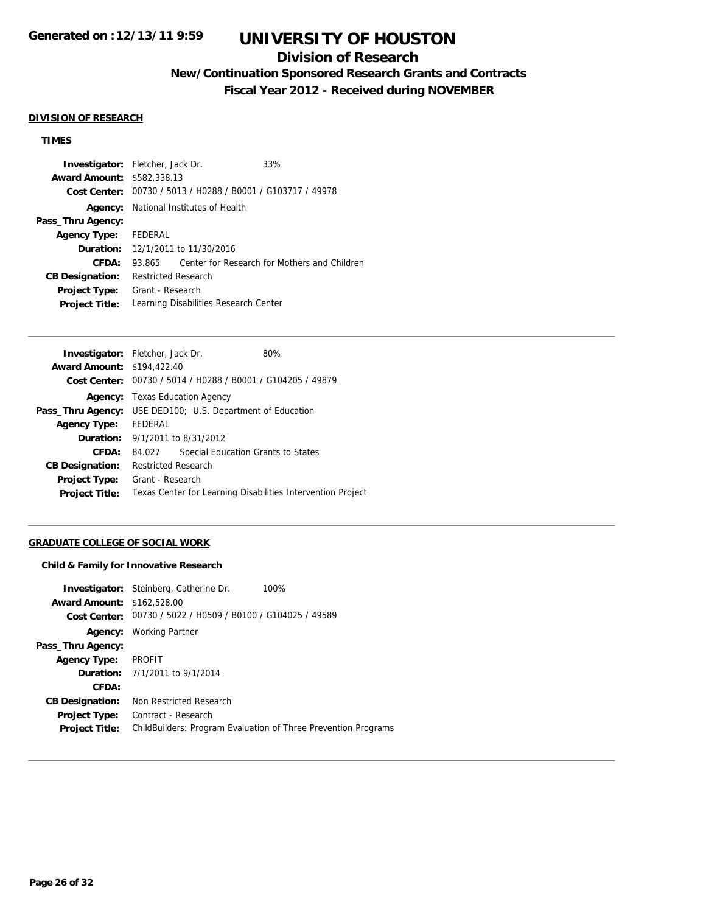# UNIVERSITY OF HOUSTON

## Division of Research

### New/Continuation Sponsored Research Grants and Contracts

### Fiscal Year 2012 - Received during NOVEMBER

**DIVISION OF RESEARCH**

**TIMES**

| | | |
|---|---|---|
| **Investigator:** | Fletcher, Jack Dr. | 33% |
| **Award Amount:** | $582,338.13 | |
| **Cost Center:** | 00730 / 5013 / H0288 / B0001 / G103717 / 49978 | |
| **Agency:** | National Institutes of Health | |
| **Pass_Thru Agency:** | | |
| **Agency Type:** | FEDERAL | |
| **Duration:** | 12/1/2011 to 11/30/2016 | |
| **CFDA:** | 93.865 Center for Research for Mothers and Children | |
| **CB Designation:** | Restricted Research | |
| **Project Type:** | Grant - Research | |
| **Project Title:** | Learning Disabilities Research Center | |

| | | |
|---|---|---|
| **Investigator:** | Fletcher, Jack Dr. | 80% |
| **Award Amount:** | $194,422.40 | |
| **Cost Center:** | 00730 / 5014 / H0288 / B0001 / G104205 / 49879 | |
| **Agency:** | Texas Education Agency | |
| **Pass_Thru Agency:** | USE DED100; U.S. Department of Education | |
| **Agency Type:** | FEDERAL | |
| **Duration:** | 9/1/2011 to 8/31/2012 | |
| **CFDA:** | 84.027 Special Education Grants to States | |
| **CB Designation:** | Restricted Research | |
| **Project Type:** | Grant - Research | |
| **Project Title:** | Texas Center for Learning Disabilities Intervention Project | |

**GRADUATE COLLEGE OF SOCIAL WORK**

**Child & Family for Innovative Research**

| | | |
|---|---|---|
| **Investigator:** | Steinberg, Catherine Dr. | 100% |
| **Award Amount:** | $162,528.00 | |
| **Cost Center:** | 00730 / 5022 / H0509 / B0100 / G104025 / 49589 | |
| **Agency:** | Working Partner | |
| **Pass_Thru Agency:** | | |
| **Agency Type:** | PROFIT | |
| **Duration:** | 7/1/2011 to 9/1/2014 | |
| **CFDA:** | | |
| **CB Designation:** | Non Restricted Research | |
| **Project Type:** | Contract - Research | |
| **Project Title:** | ChildBuilders: Program Evaluation of Three Prevention Programs | |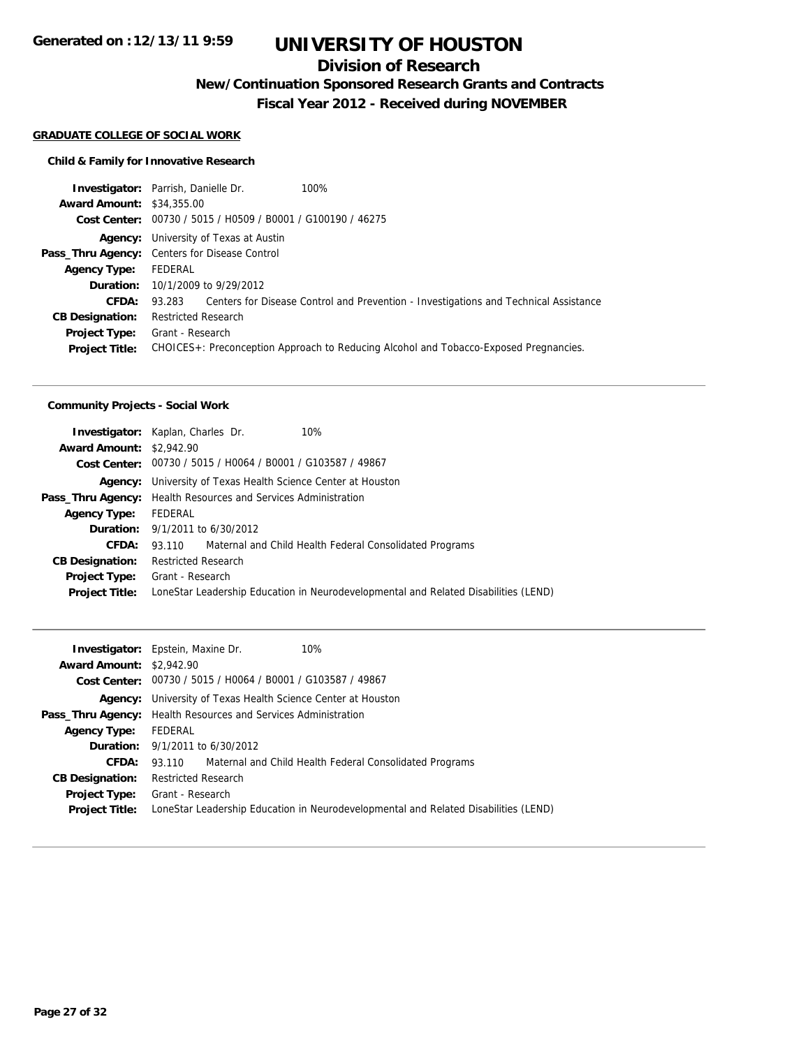## GRADUATE COLLEGE OF SOCIAL WORK

### Child & Family for Innovative Research

**Investigator:** Parrish, Danielle Dr. 100%
**Award Amount:** $34,355.00
**Cost Center:** 00730 / 5015 / H0509 / B0001 / G100190 / 46275
**Agency:** University of Texas at Austin
**Pass_Thru Agency:** Centers for Disease Control
**Agency Type:** FEDERAL
**Duration:** 10/1/2009 to 9/29/2012
**CFDA:** 93.283 Centers for Disease Control and Prevention - Investigations and Technical Assistance
**CB Designation:** Restricted Research
**Project Type:** Grant - Research
**Project Title:** CHOICES+: Preconception Approach to Reducing Alcohol and Tobacco-Exposed Pregnancies.

---

### Community Projects - Social Work

**Investigator:** Kaplan, Charles Dr. 10%
**Award Amount:** $2,942.90
**Cost Center:** 00730 / 5015 / H0064 / B0001 / G103587 / 49867
**Agency:** University of Texas Health Science Center at Houston
**Pass_Thru Agency:** Health Resources and Services Administration
**Agency Type:** FEDERAL
**Duration:** 9/1/2011 to 6/30/2012
**CFDA:** 93.110 Maternal and Child Health Federal Consolidated Programs
**CB Designation:** Restricted Research
**Project Type:** Grant - Research
**Project Title:** LoneStar Leadership Education in Neurodevelopmental and Related Disabilities (LEND)

---

**Investigator:** Epstein, Maxine Dr. 10%
**Award Amount:** $2,942.90
**Cost Center:** 00730 / 5015 / H0064 / B0001 / G103587 / 49867
**Agency:** University of Texas Health Science Center at Houston
**Pass_Thru Agency:** Health Resources and Services Administration
**Agency Type:** FEDERAL
**Duration:** 9/1/2011 to 6/30/2012
**CFDA:** 93.110 Maternal and Child Health Federal Consolidated Programs
**CB Designation:** Restricted Research
**Project Type:** Grant - Research
**Project Title:** LoneStar Leadership Education in Neurodevelopmental and Related Disabilities (LEND)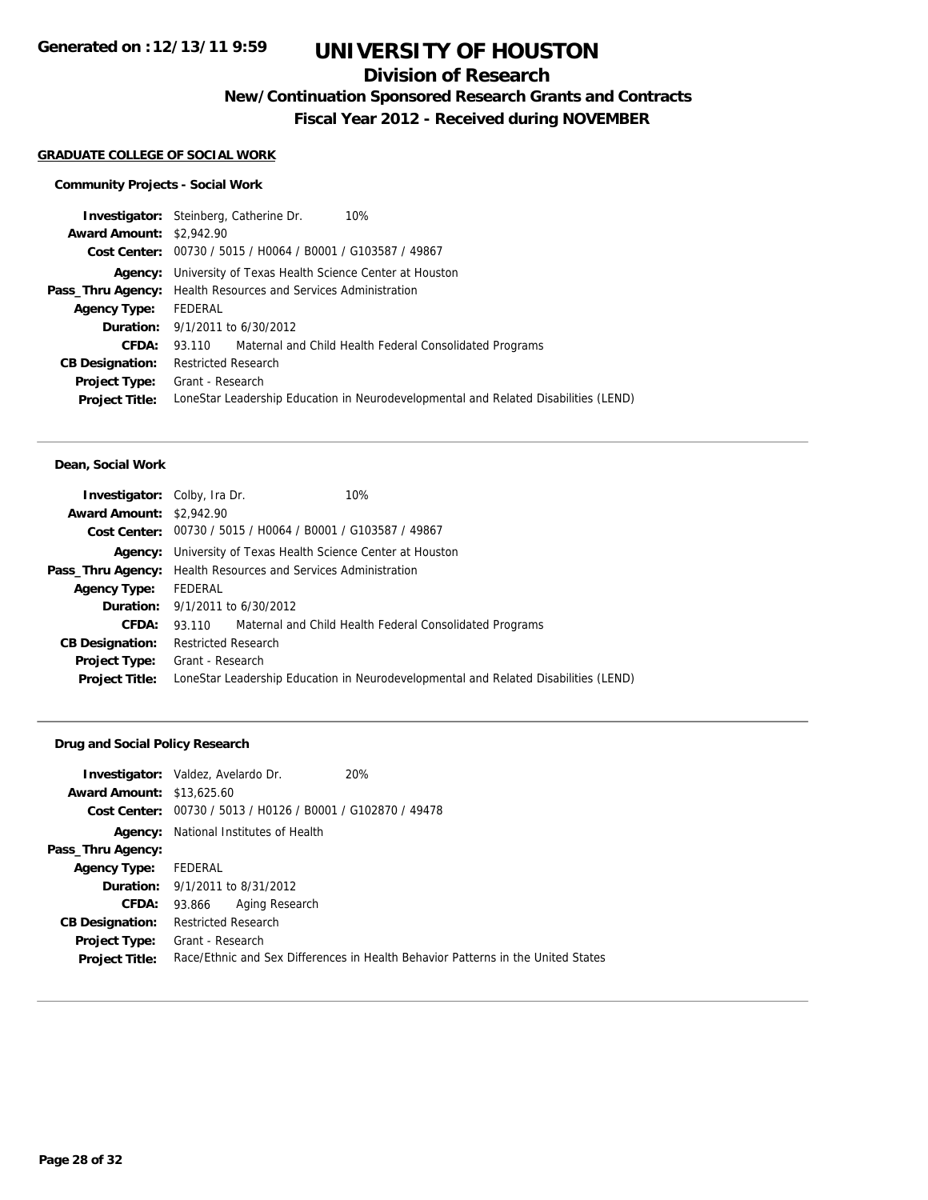# UNIVERSITY OF HOUSTON

## Division of Research

### New/Continuation Sponsored Research Grants and Contracts

### Fiscal Year 2012 - Received during NOVEMBER

Generated on :12/13/11 9:59

**GRADUATE COLLEGE OF SOCIAL WORK**

**Community Projects - Social Work**

**Investigator:** Steinberg, Catherine Dr. 10%
**Award Amount:** $2,942.90
**Cost Center:** 00730 / 5015 / H0064 / B0001 / G103587 / 49867
**Agency:** University of Texas Health Science Center at Houston
**Pass_Thru Agency:** Health Resources and Services Administration
**Agency Type:** FEDERAL
**Duration:** 9/1/2011 to 6/30/2012
**CFDA:** 93.110 Maternal and Child Health Federal Consolidated Programs
**CB Designation:** Restricted Research
**Project Type:** Grant - Research
**Project Title:** LoneStar Leadership Education in Neurodevelopmental and Related Disabilities (LEND)

---

**Dean, Social Work**

**Investigator:** Colby, Ira Dr. 10%
**Award Amount:** $2,942.90
**Cost Center:** 00730 / 5015 / H0064 / B0001 / G103587 / 49867
**Agency:** University of Texas Health Science Center at Houston
**Pass_Thru Agency:** Health Resources and Services Administration
**Agency Type:** FEDERAL
**Duration:** 9/1/2011 to 6/30/2012
**CFDA:** 93.110 Maternal and Child Health Federal Consolidated Programs
**CB Designation:** Restricted Research
**Project Type:** Grant - Research
**Project Title:** LoneStar Leadership Education in Neurodevelopmental and Related Disabilities (LEND)

---

**Drug and Social Policy Research**

**Investigator:** Valdez, Avelardo Dr. 20%
**Award Amount:** $13,625.60
**Cost Center:** 00730 / 5013 / H0126 / B0001 / G102870 / 49478
**Agency:** National Institutes of Health
**Pass_Thru Agency:**
**Agency Type:** FEDERAL
**Duration:** 9/1/2011 to 8/31/2012
**CFDA:** 93.866 Aging Research
**CB Designation:** Restricted Research
**Project Type:** Grant - Research
**Project Title:** Race/Ethnic and Sex Differences in Health Behavior Patterns in the United States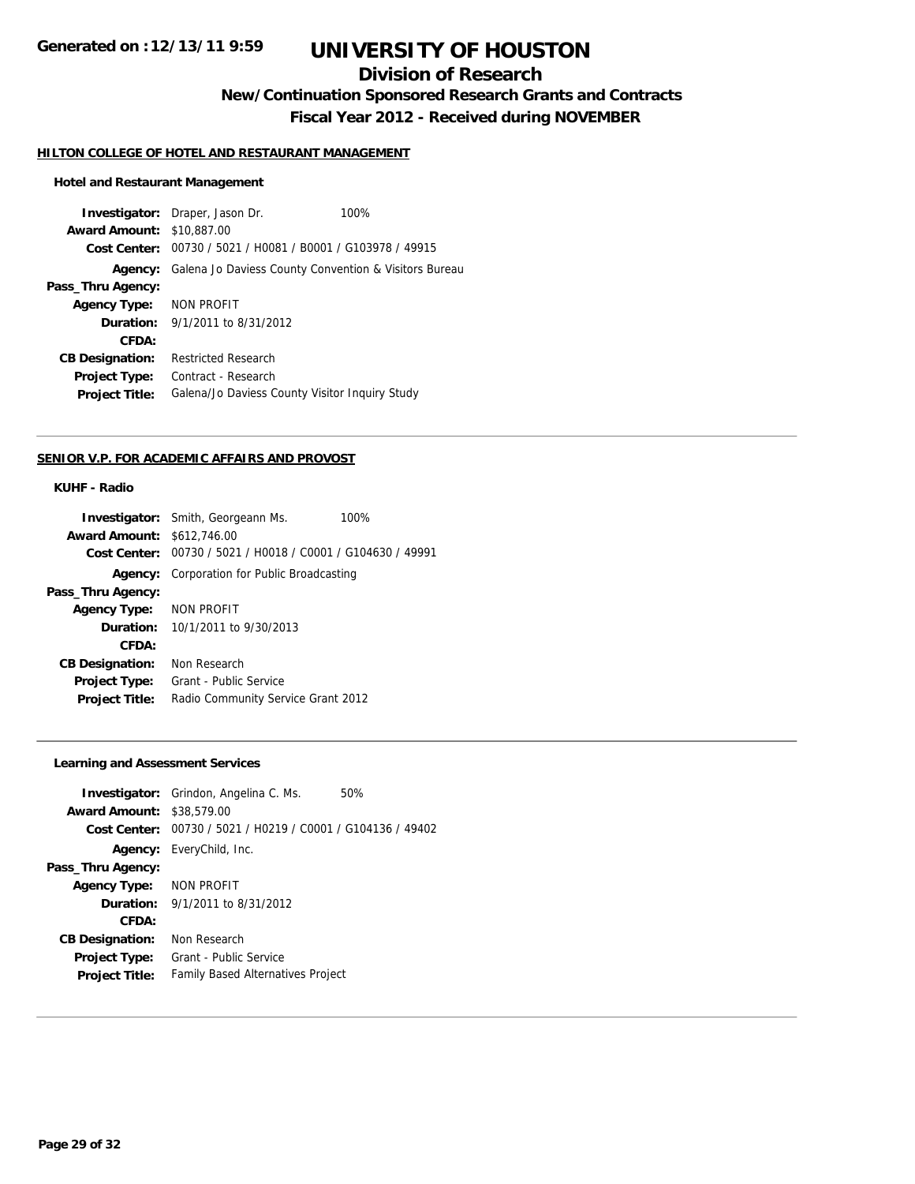# UNIVERSITY OF HOUSTON

## Division of Research

### New/Continuation Sponsored Research Grants and Contracts

### Fiscal Year 2012 - Received during NOVEMBER

**Generated on :12/13/11 9:59**

#### HILTON COLLEGE OF HOTEL AND RESTAURANT MANAGEMENT

**Hotel and Restaurant Management**

**Investigator:** Draper, Jason Dr. 100%
**Award Amount:** $10,887.00
**Cost Center:** 00730 / 5021 / H0081 / B0001 / G103978 / 49915
**Agency:** Galena Jo Daviess County Convention & Visitors Bureau
**Pass_Thru Agency:**
**Agency Type:** NON PROFIT
**Duration:** 9/1/2011 to 8/31/2012
**CFDA:**
**CB Designation:** Restricted Research
**Project Type:** Contract - Research
**Project Title:** Galena/Jo Daviess County Visitor Inquiry Study

---

#### SENIOR V.P. FOR ACADEMIC AFFAIRS AND PROVOST

**KUHF - Radio**

**Investigator:** Smith, Georgeann Ms. 100%
**Award Amount:** $612,746.00
**Cost Center:** 00730 / 5021 / H0018 / C0001 / G104630 / 49991
**Agency:** Corporation for Public Broadcasting
**Pass_Thru Agency:**
**Agency Type:** NON PROFIT
**Duration:** 10/1/2011 to 9/30/2013
**CFDA:**
**CB Designation:** Non Research
**Project Type:** Grant - Public Service
**Project Title:** Radio Community Service Grant 2012

---

**Learning and Assessment Services**

**Investigator:** Grindon, Angelina C. Ms. 50%
**Award Amount:** $38,579.00
**Cost Center:** 00730 / 5021 / H0219 / C0001 / G104136 / 49402
**Agency:** EveryChild, Inc.
**Pass_Thru Agency:**
**Agency Type:** NON PROFIT
**Duration:** 9/1/2011 to 8/31/2012
**CFDA:**
**CB Designation:** Non Research
**Project Type:** Grant - Public Service
**Project Title:** Family Based Alternatives Project

---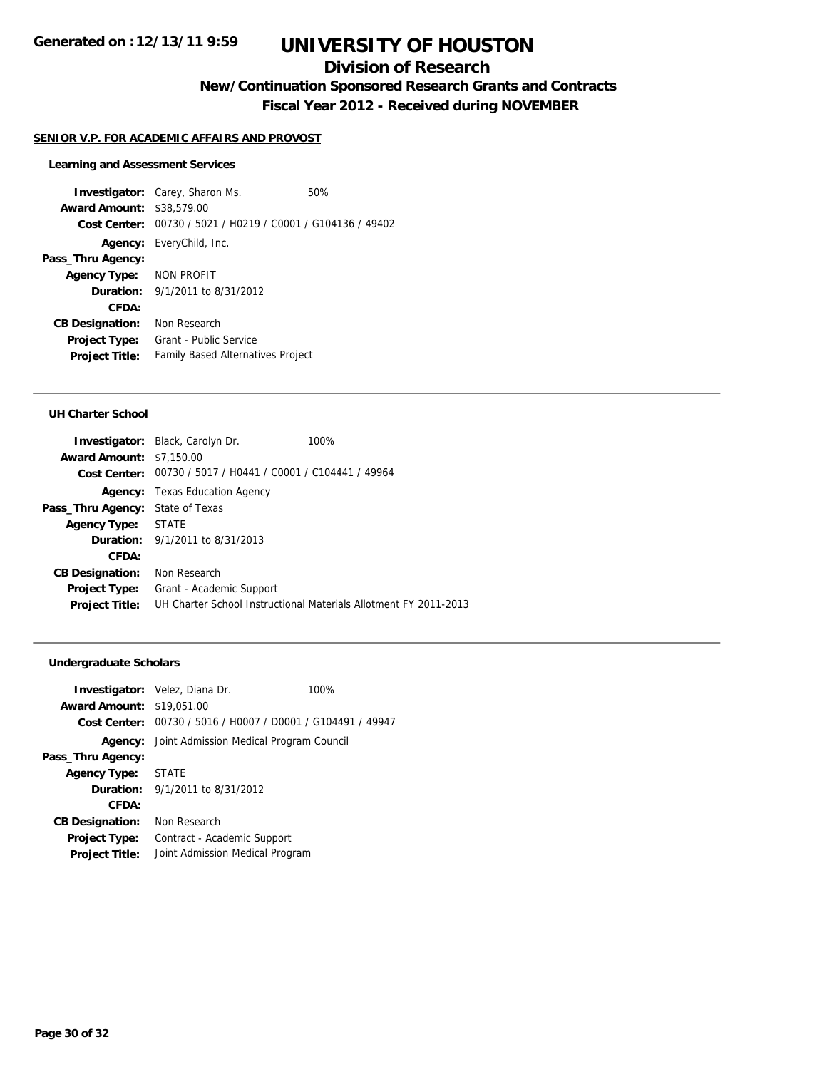**Generated on :12/13/11 9:59**

# UNIVERSITY OF HOUSTON

## Division of Research

### New/Continuation Sponsored Research Grants and Contracts

### Fiscal Year 2012 - Received during NOVEMBER

**SENIOR V.P. FOR ACADEMIC AFFAIRS AND PROVOST**

#### Learning and Assessment Services

**Investigator:** Carey, Sharon Ms. 50%
**Award Amount:** $38,579.00
**Cost Center:** 00730 / 5021 / H0219 / C0001 / G104136 / 49402
**Agency:** EveryChild, Inc.
**Pass_Thru Agency:**
**Agency Type:** NON PROFIT
**Duration:** 9/1/2011 to 8/31/2012
**CFDA:**
**CB Designation:** Non Research
**Project Type:** Grant - Public Service
**Project Title:** Family Based Alternatives Project

---

#### UH Charter School

**Investigator:** Black, Carolyn Dr. 100%
**Award Amount:** $7,150.00
**Cost Center:** 00730 / 5017 / H0441 / C0001 / C104441 / 49964
**Agency:** Texas Education Agency
**Pass_Thru Agency:** State of Texas
**Agency Type:** STATE
**Duration:** 9/1/2011 to 8/31/2013
**CFDA:**
**CB Designation:** Non Research
**Project Type:** Grant - Academic Support
**Project Title:** UH Charter School Instructional Materials Allotment FY 2011-2013

---

#### Undergraduate Scholars

**Investigator:** Velez, Diana Dr. 100%
**Award Amount:** $19,051.00
**Cost Center:** 00730 / 5016 / H0007 / D0001 / G104491 / 49947
**Agency:** Joint Admission Medical Program Council
**Pass_Thru Agency:**
**Agency Type:** STATE
**Duration:** 9/1/2011 to 8/31/2012
**CFDA:**
**CB Designation:** Non Research
**Project Type:** Contract - Academic Support
**Project Title:** Joint Admission Medical Program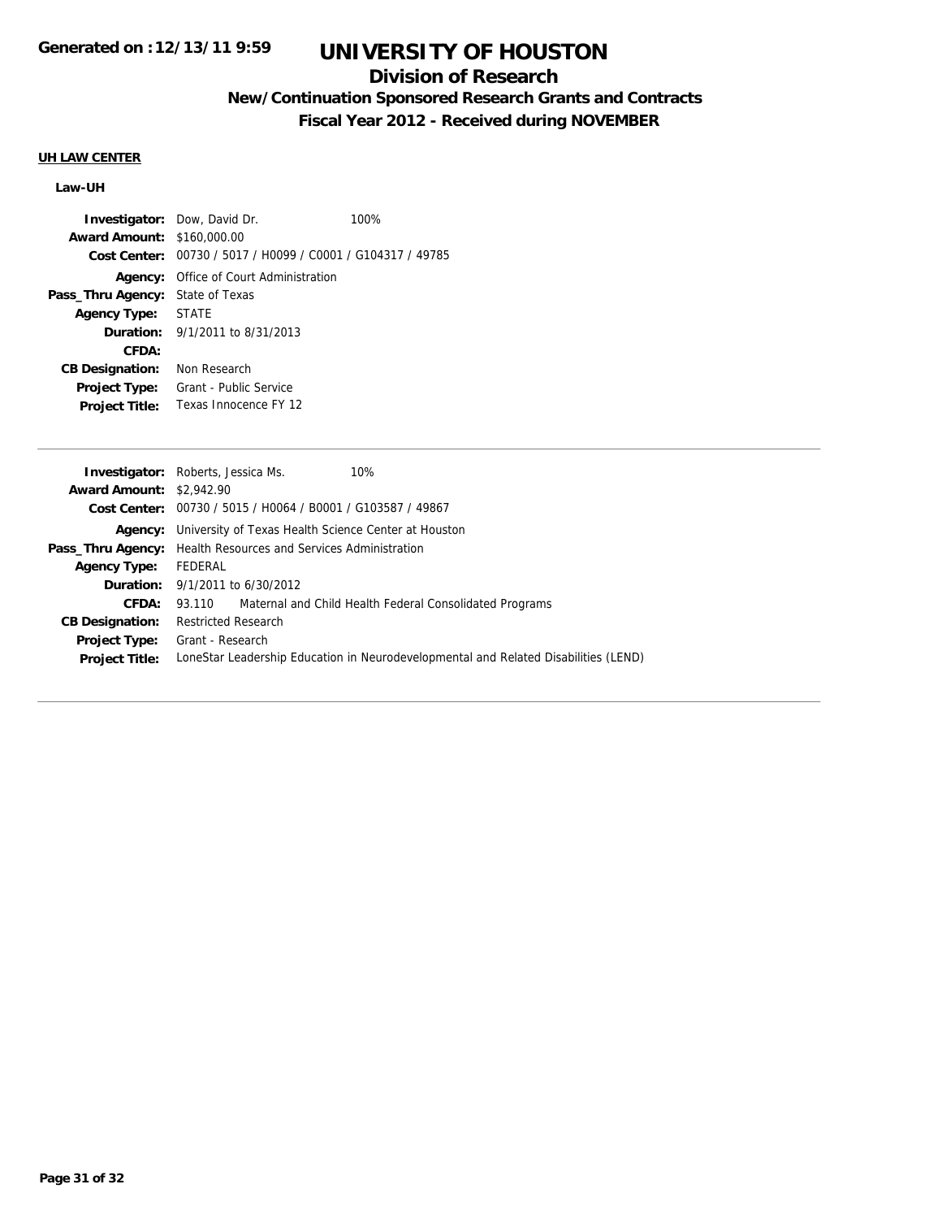# UNIVERSITY OF HOUSTON

## Division of Research

### New/Continuation Sponsored Research Grants and Contracts

### Fiscal Year 2012 - Received during NOVEMBER

Generated on :12/13/11 9:59

**UH LAW CENTER**

**Law-UH**

**Investigator:** Dow, David Dr. 100%
**Award Amount:** $160,000.00
**Cost Center:** 00730 / 5017 / H0099 / C0001 / G104317 / 49785
**Agency:** Office of Court Administration
**Pass_Thru Agency:** State of Texas
**Agency Type:** STATE
**Duration:** 9/1/2011 to 8/31/2013
**CFDA:**
**CB Designation:** Non Research
**Project Type:** Grant - Public Service
**Project Title:** Texas Innocence FY 12

---

**Investigator:** Roberts, Jessica Ms. 10%
**Award Amount:** $2,942.90
**Cost Center:** 00730 / 5015 / H0064 / B0001 / G103587 / 49867
**Agency:** University of Texas Health Science Center at Houston
**Pass_Thru Agency:** Health Resources and Services Administration
**Agency Type:** FEDERAL
**Duration:** 9/1/2011 to 6/30/2012
**CFDA:** 93.110 Maternal and Child Health Federal Consolidated Programs
**CB Designation:** Restricted Research
**Project Type:** Grant - Research
**Project Title:** LoneStar Leadership Education in Neurodevelopmental and Related Disabilities (LEND)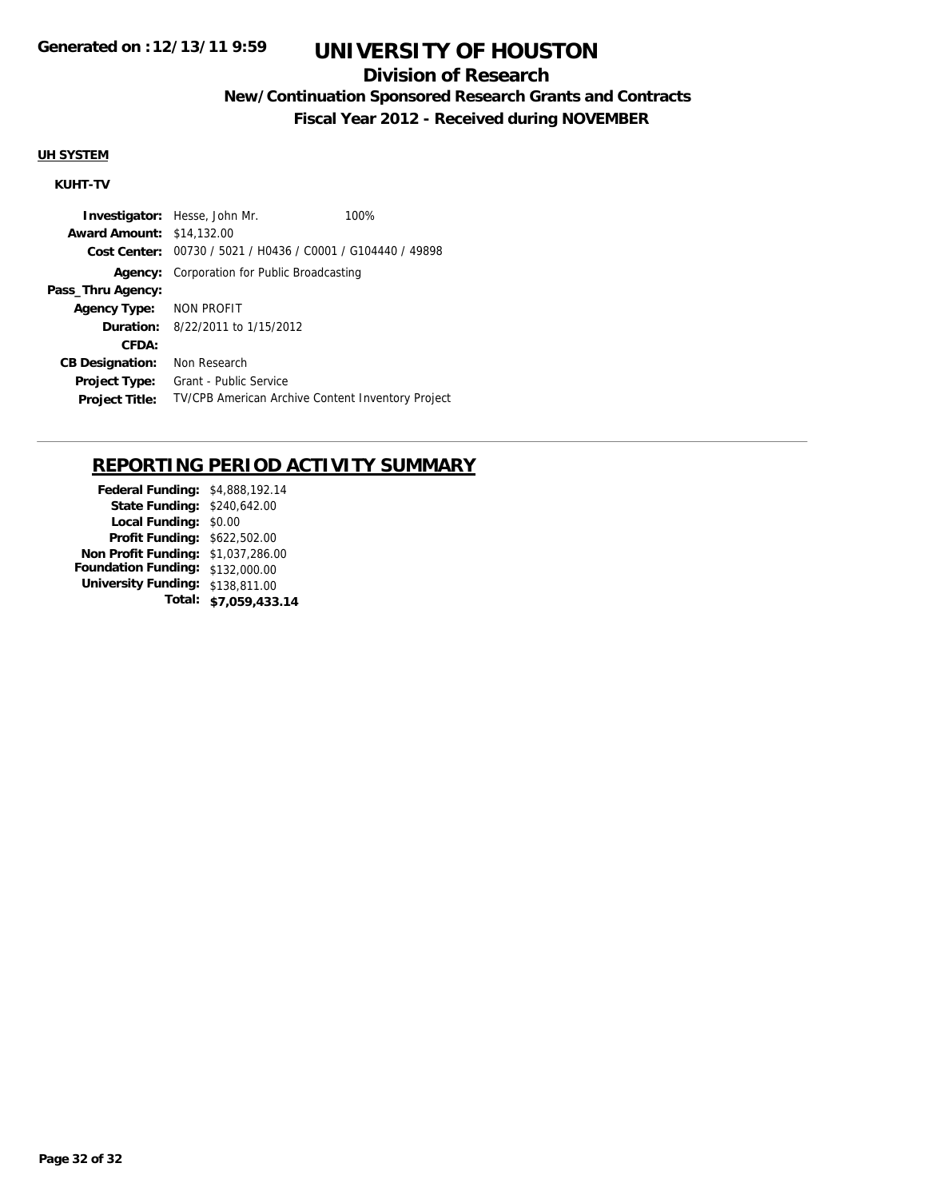# UNIVERSITY OF HOUSTON

## Division of Research

### New/Continuation Sponsored Research Grants and Contracts

### Fiscal Year 2012 - Received during NOVEMBER

**UH SYSTEM**

**KUHT-TV**

| | |
|---|---|
| **Investigator:** | Hesse, John Mr. 100% |
| **Award Amount:** | $14,132.00 |
| **Cost Center:** | 00730 / 5021 / H0436 / C0001 / G104440 / 49898 |
| **Agency:** | Corporation for Public Broadcasting |
| **Pass_Thru Agency:** | |
| **Agency Type:** | NON PROFIT |
| **Duration:** | 8/22/2011 to 1/15/2012 |
| **CFDA:** | |
| **CB Designation:** | Non Research |
| **Project Type:** | Grant - Public Service |
| **Project Title:** | TV/CPB American Archive Content Inventory Project |

## REPORTING PERIOD ACTIVITY SUMMARY

| | |
|---|---|
| **Federal Funding:** | $4,888,192.14 |
| **State Funding:** | $240,642.00 |
| **Local Funding:** | $0.00 |
| **Profit Funding:** | $622,502.00 |
| **Non Profit Funding:** | $1,037,286.00 |
| **Foundation Funding:** | $132,000.00 |
| **University Funding:** | $138,811.00 |
| **Total:** | **$7,059,433.14** |